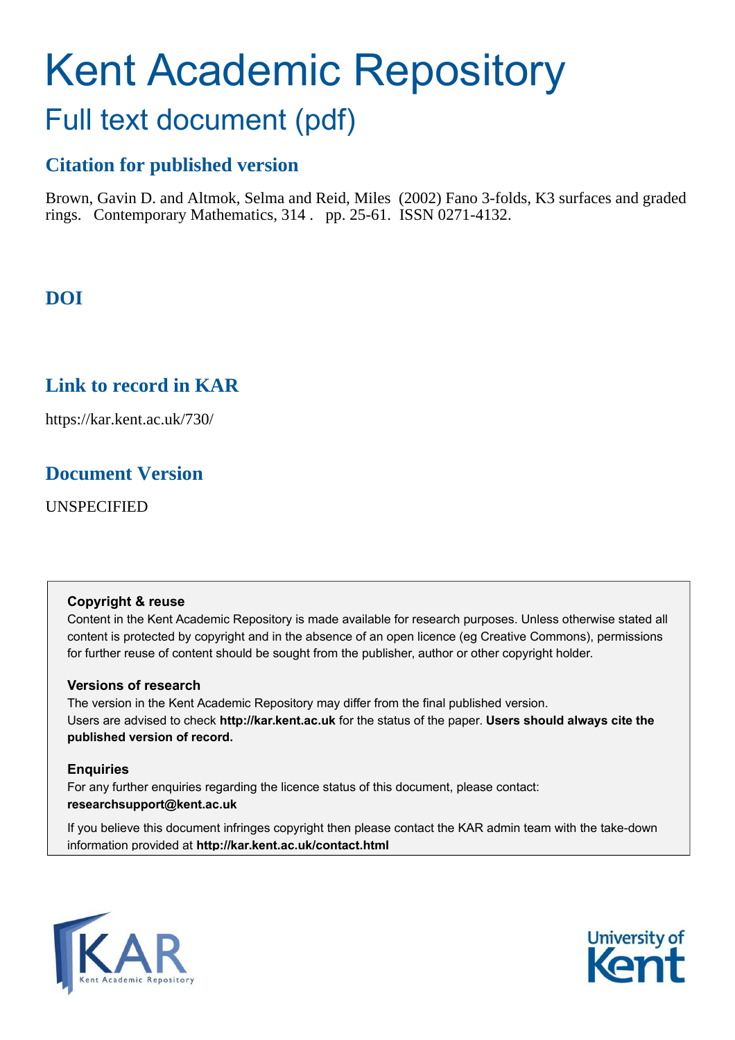# Kent Academic Repository

## Full text document (pdf)

### Citation for published version

Brown, Gavin D. and Altmok, Selma and Reid, Miles (2002) Fano 3-folds, K3 surfaces and graded rings. Contemporary Mathematics, 314 . pp. 25-61. ISSN 0271-4132.

### DOI

### Link to record in KAR

https://kar.kent.ac.uk/730/

### Document Version

UNSPECIFIED

**Copyright & reuse**

Content in the Kent Academic Repository is made available for research purposes. Unless otherwise stated all content is protected by copyright and in the absence of an open licence (eg Creative Commons), permissions for further reuse of content should be sought from the publisher, author or other copyright holder.

**Versions of research**

The version in the Kent Academic Repository may differ from the final published version. Users are advised to check **http://kar.kent.ac.uk** for the status of the paper. **Users should always cite the published version of record.**

**Enquiries**

For any further enquiries regarding the licence status of this document, please contact: **researchsupport@kent.ac.uk**

If you believe this document infringes copyright then please contact the KAR admin team with the take-down information provided at **http://kar.kent.ac.uk/contact.html**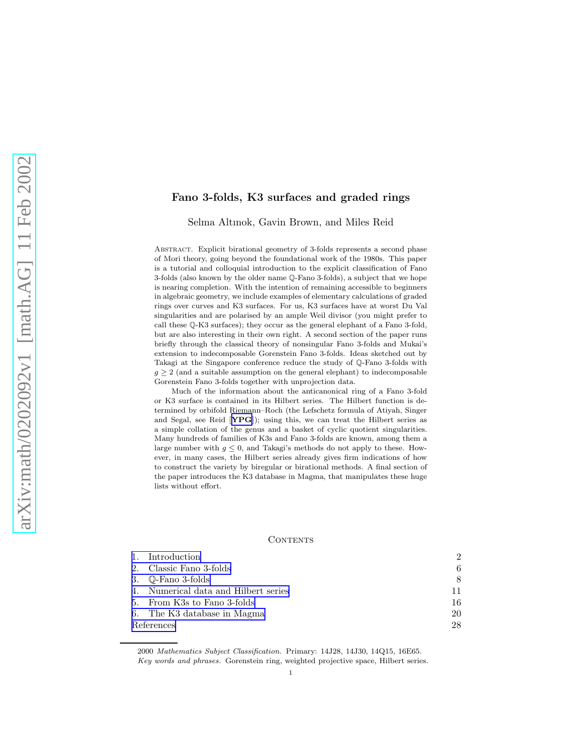# Fano 3-folds, K3 surfaces and graded rings

Selma Altınok, Gavin Brown, and Miles Reid

Abstract. Explicit birational geometry of 3-folds represents a second phase of Mori theory, going beyond the foundational work of the 1980s. This paper is a tutorial and colloquial introduction to the explicit classification of Fano 3-folds (also known by the older name $\mathbb{Q}$-Fano 3-folds), a subject that we hope is nearing completion. With the intention of remaining accessible to beginners in algebraic geometry, we include examples of elementary calculations of graded rings over curves and K3 surfaces. For us, K3 surfaces have at worst Du Val singularities and are polarised by an ample Weil divisor (you might prefer to call these $\mathbb{Q}$-K3 surfaces); they occur as the general elephant of a Fano 3-fold, but are also interesting in their own right. A second section of the paper runs briefly through the classical theory of nonsingular Fano 3-folds and Mukai's extension to indecomposable Gorenstein Fano 3-folds. Ideas sketched out by Takagi at the Singapore conference reduce the study of $\mathbb{Q}$-Fano 3-folds with $g \geq 2$ (and a suitable assumption on the general elephant) to indecomposable Gorenstein Fano 3-folds together with unprojection data.

Much of the information about the anticanonical ring of a Fano 3-fold or K3 surface is contained in its Hilbert series. The Hilbert function is determined by orbifold Riemann–Roch (the Lefschetz formula of Atiyah, Singer and Segal, see Reid [**YPG**]); using this, we can treat the Hilbert series as a simple collation of the genus and a basket of cyclic quotient singularities. Many hundreds of families of K3s and Fano 3-folds are known, among them a large number with $g \leq 0$, and Takagi's methods do not apply to these. However, in many cases, the Hilbert series already gives firm indications of how to construct the variety by biregular or birational methods. A final section of the paper introduces the K3 database in Magma, that manipulates these huge lists without effort.

Contents

| | |
|---|---|
| 1. Introduction | 2 |
| 2. Classic Fano 3-folds | 6 |
| 3. $\mathbb{Q}$-Fano 3-folds | 8 |
| 4. Numerical data and Hilbert series | 11 |
| 5. From K3s to Fano 3-folds | 16 |
| 6. The K3 database in Magma | 20 |
| References | 28 |

2000 *Mathematics Subject Classification.* Primary: 14J28, 14J30, 14Q15, 16E65.
*Key words and phrases.* Gorenstein ring, weighted projective space, Hilbert series.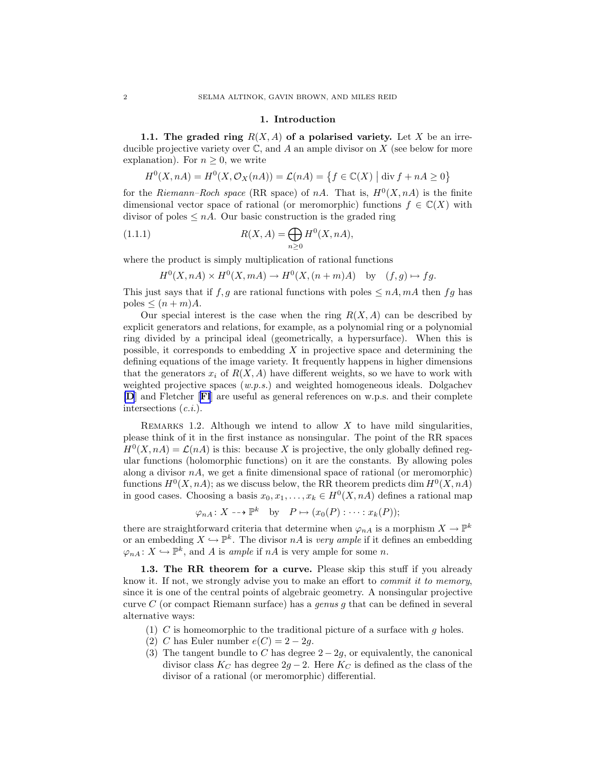## 1. Introduction

**1.1. The graded ring $R(X, A)$ of a polarised variety.** Let $X$ be an irreducible projective variety over $\mathbb{C}$, and $A$ an ample divisor on $X$ (see below for more explanation). For $n \geq 0$, we write

$$H^0(X, nA) = H^0(X, \mathcal{O}_X(nA)) = \mathcal{L}(nA) = \{ f \in \mathbb{C}(X) \mid \operatorname{div} f + nA \geq 0 \}$$

for the *Riemann–Roch space* (RR space) of $nA$. That is, $H^0(X, nA)$ is the finite dimensional vector space of rational (or meromorphic) functions $f \in \mathbb{C}(X)$ with divisor of poles $\leq nA$. Our basic construction is the graded ring

$$R(X, A) = \bigoplus_{n \geq 0} H^0(X, nA), \tag{1.1.1}$$

where the product is simply multiplication of rational functions

$$H^0(X, nA) \times H^0(X, mA) \to H^0(X, (n+m)A) \quad \text{by} \quad (f, g) \mapsto fg.$$

This just says that if $f, g$ are rational functions with poles $\leq nA, mA$ then $fg$ has poles $\leq (n+m)A$.

Our special interest is the case when the ring $R(X, A)$ can be described by explicit generators and relations, for example, as a polynomial ring or a polynomial ring divided by a principal ideal (geometrically, a hypersurface). When this is possible, it corresponds to embedding $X$ in projective space and determining the defining equations of the image variety. It frequently happens in higher dimensions that the generators $x_i$ of $R(X, A)$ have different weights, so we have to work with weighted projective spaces (*w.p.s.*) and weighted homogeneous ideals. Dolgachev [**D**] and Fletcher [**Fl**] are useful as general references on w.p.s. and their complete intersections (*c.i.*).

Remarks 1.2. Although we intend to allow $X$ to have mild singularities, please think of it in the first instance as nonsingular. The point of the RR spaces $H^0(X, nA) = \mathcal{L}(nA)$ is this: because $X$ is projective, the only globally defined regular functions (holomorphic functions) on it are the constants. By allowing poles along a divisor $nA$, we get a finite dimensional space of rational (or meromorphic) functions $H^0(X, nA)$; as we discuss below, the RR theorem predicts $\dim H^0(X, nA)$ in good cases. Choosing a basis $x_0, x_1, \ldots, x_k \in H^0(X, nA)$ defines a rational map

$$\varphi_{nA} \colon X \dashrightarrow \mathbb{P}^k \quad \text{by} \quad P \mapsto (x_0(P) : \cdots : x_k(P));$$

there are straightforward criteria that determine when $\varphi_{nA}$ is a morphism $X \to \mathbb{P}^k$ or an embedding $X \hookrightarrow \mathbb{P}^k$. The divisor $nA$ is *very ample* if it defines an embedding $\varphi_{nA} \colon X \hookrightarrow \mathbb{P}^k$, and $A$ is *ample* if $nA$ is very ample for some $n$.

**1.3. The RR theorem for a curve.** Please skip this stuff if you already know it. If not, we strongly advise you to make an effort to *commit it to memory*, since it is one of the central points of algebraic geometry. A nonsingular projective curve $C$ (or compact Riemann surface) has a *genus* $g$ that can be defined in several alternative ways:

1. $C$ is homeomorphic to the traditional picture of a surface with $g$ holes.
2. $C$ has Euler number $e(C) = 2 - 2g$.
3. The tangent bundle to $C$ has degree $2 - 2g$, or equivalently, the canonical divisor class $K_C$ has degree $2g - 2$. Here $K_C$ is defined as the class of the divisor of a rational (or meromorphic) differential.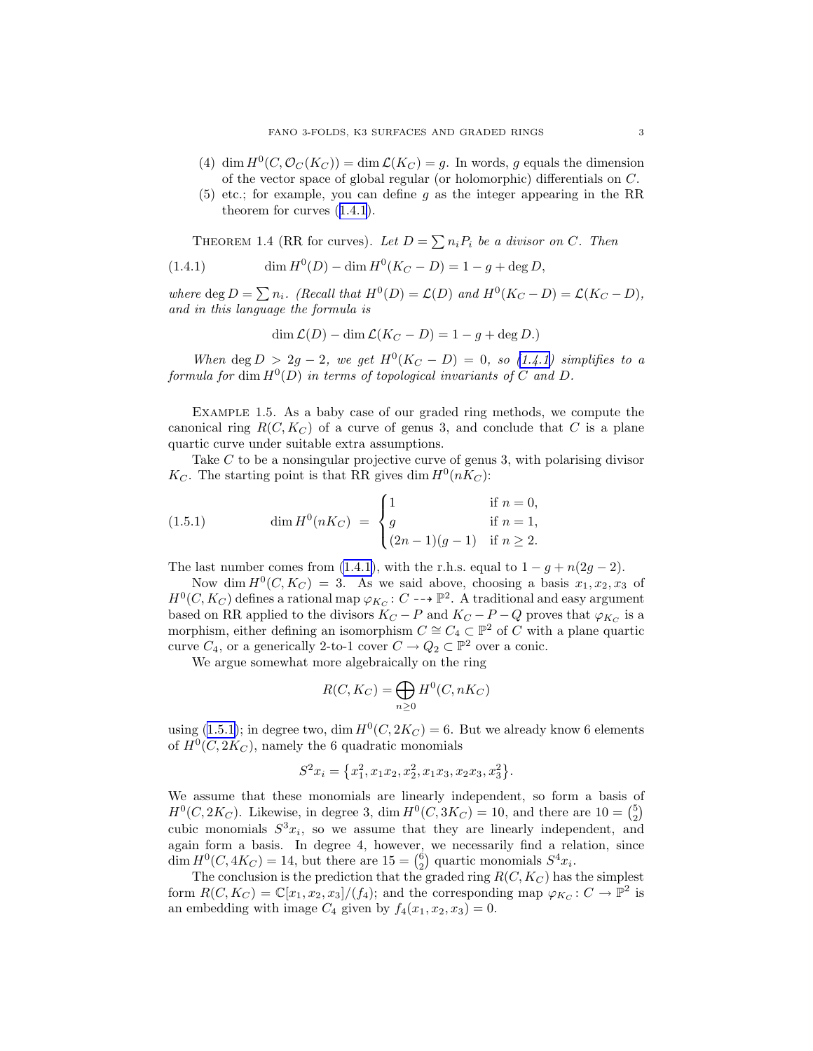(4) $\dim H^0(C, \mathcal{O}_C(K_C)) = \dim \mathcal{L}(K_C) = g$. In words, $g$ equals the dimension of the vector space of global regular (or holomorphic) differentials on $C$.

(5) etc.; for example, you can define $g$ as the integer appearing in the RR theorem for curves (1.4.1).

THEOREM 1.4 (RR for curves). *Let $D = \sum n_i P_i$ be a divisor on $C$. Then*

$$\dim H^0(D) - \dim H^0(K_C - D) = 1 - g + \deg D, \tag{1.4.1}$$

*where $\deg D = \sum n_i$. (Recall that $H^0(D) = \mathcal{L}(D)$ and $H^0(K_C - D) = \mathcal{L}(K_C - D)$, and in this language the formula is*

$$\dim \mathcal{L}(D) - \dim \mathcal{L}(K_C - D) = 1 - g + \deg D.)$$

*When $\deg D > 2g - 2$, we get $H^0(K_C - D) = 0$, so (1.4.1) simplifies to a formula for $\dim H^0(D)$ in terms of topological invariants of $C$ and $D$.*

EXAMPLE 1.5. As a baby case of our graded ring methods, we compute the canonical ring $R(C, K_C)$ of a curve of genus 3, and conclude that $C$ is a plane quartic curve under suitable extra assumptions.

Take $C$ to be a nonsingular projective curve of genus 3, with polarising divisor $K_C$. The starting point is that RR gives $\dim H^0(nK_C)$:

$$\dim H^0(nK_C) \ = \ \begin{cases} 1 & \text{if } n = 0, \\ g & \text{if } n = 1, \\ (2n-1)(g-1) & \text{if } n \geq 2. \end{cases} \tag{1.5.1}$$

The last number comes from (1.4.1), with the r.h.s. equal to $1 - g + n(2g - 2)$.

Now $\dim H^0(C, K_C) = 3$. As we said above, choosing a basis $x_1, x_2, x_3$ of $H^0(C, K_C)$ defines a rational map $\varphi_{K_C} \colon C \dashrightarrow \mathbb{P}^2$. A traditional and easy argument based on RR applied to the divisors $K_C - P$ and $K_C - P - Q$ proves that $\varphi_{K_C}$ is a morphism, either defining an isomorphism $C \cong C_4 \subset \mathbb{P}^2$ of $C$ with a plane quartic curve $C_4$, or a generically 2-to-1 cover $C \to Q_2 \subset \mathbb{P}^2$ over a conic.

We argue somewhat more algebraically on the ring

$$R(C, K_C) = \bigoplus_{n \geq 0} H^0(C, nK_C)$$

using (1.5.1); in degree two, $\dim H^0(C, 2K_C) = 6$. But we already know 6 elements of $H^0(C, 2K_C)$, namely the 6 quadratic monomials

$$S^2 x_i = \{x_1^2, x_1x_2, x_2^2, x_1x_3, x_2x_3, x_3^2\}.$$

We assume that these monomials are linearly independent, so form a basis of $H^0(C, 2K_C)$. Likewise, in degree 3, $\dim H^0(C, 3K_C) = 10$, and there are $10 = \binom{5}{2}$ cubic monomials $S^3 x_i$, so we assume that they are linearly independent, and again form a basis. In degree 4, however, we necessarily find a relation, since $\dim H^0(C, 4K_C) = 14$, but there are $15 = \binom{6}{2}$ quartic monomials $S^4 x_i$.

The conclusion is the prediction that the graded ring $R(C, K_C)$ has the simplest form $R(C, K_C) = \mathbb{C}[x_1, x_2, x_3]/(f_4)$; and the corresponding map $\varphi_{K_C} \colon C \to \mathbb{P}^2$ is an embedding with image $C_4$ given by $f_4(x_1, x_2, x_3) = 0$.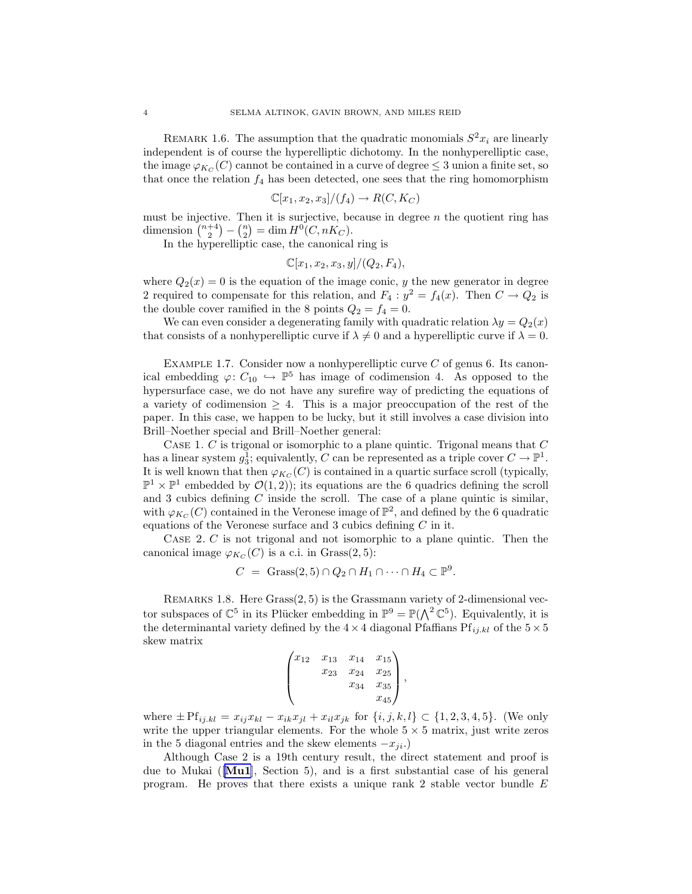Remark 1.6. The assumption that the quadratic monomials $S^2 x_i$ are linearly independent is of course the hyperelliptic dichotomy. In the nonhyperelliptic case, the image $\varphi_{K_C}(C)$ cannot be contained in a curve of degree $\le 3$ union a finite set, so that once the relation $f_4$ has been detected, one sees that the ring homomorphism

$$\mathbb{C}[x_1, x_2, x_3]/(f_4) \to R(C, K_C)$$

must be injective. Then it is surjective, because in degree $n$ the quotient ring has dimension $\binom{n+4}{2} - \binom{n}{2} = \dim H^0(C, nK_C)$.

In the hyperelliptic case, the canonical ring is

$$\mathbb{C}[x_1, x_2, x_3, y]/(Q_2, F_4),$$

where $Q_2(x) = 0$ is the equation of the image conic, $y$ the new generator in degree 2 required to compensate for this relation, and $F_4 : y^2 = f_4(x)$. Then $C \to Q_2$ is the double cover ramified in the 8 points $Q_2 = f_4 = 0$.

We can even consider a degenerating family with quadratic relation $\lambda y = Q_2(x)$ that consists of a nonhyperelliptic curve if $\lambda \neq 0$ and a hyperelliptic curve if $\lambda = 0$.

Example 1.7. Consider now a nonhyperelliptic curve $C$ of genus 6. Its canonical embedding $\varphi \colon C_{10} \hookrightarrow \mathbb{P}^5$ has image of codimension 4. As opposed to the hypersurface case, we do not have any surefire way of predicting the equations of a variety of codimension $\ge 4$. This is a major preoccupation of the rest of the paper. In this case, we happen to be lucky, but it still involves a case division into Brill–Noether special and Brill–Noether general:

Case 1. $C$ is trigonal or isomorphic to a plane quintic. Trigonal means that $C$ has a linear system $g^1_3$; equivalently, $C$ can be represented as a triple cover $C \to \mathbb{P}^1$. It is well known that then $\varphi_{K_C}(C)$ is contained in a quartic surface scroll (typically, $\mathbb{P}^1 \times \mathbb{P}^1$ embedded by $\mathcal{O}(1,2)$); its equations are the 6 quadrics defining the scroll and 3 cubics defining $C$ inside the scroll. The case of a plane quintic is similar, with $\varphi_{K_C}(C)$ contained in the Veronese image of $\mathbb{P}^2$, and defined by the 6 quadratic equations of the Veronese surface and 3 cubics defining $C$ in it.

Case 2. $C$ is not trigonal and not isomorphic to a plane quintic. Then the canonical image $\varphi_{K_C}(C)$ is a c.i. in $\operatorname{Grass}(2,5)$:

$$C \;=\; \operatorname{Grass}(2,5) \cap Q_2 \cap H_1 \cap \cdots \cap H_4 \subset \mathbb{P}^9.$$

Remarks 1.8. Here $\operatorname{Grass}(2,5)$ is the Grassmann variety of 2-dimensional vector subspaces of $\mathbb{C}^5$ in its Plücker embedding in $\mathbb{P}^9 = \mathbb{P}(\bigwedge^2 \mathbb{C}^5)$. Equivalently, it is the determinantal variety defined by the $4 \times 4$ diagonal Pfaffians $\operatorname{Pf}_{ij.kl}$ of the $5 \times 5$ skew matrix

$$\begin{pmatrix} x_{12} & x_{13} & x_{14} & x_{15} \\ & x_{23} & x_{24} & x_{25} \\ & & x_{34} & x_{35} \\ & & & x_{45} \end{pmatrix},$$

where $\pm \operatorname{Pf}_{ij.kl} = x_{ij}x_{kl} - x_{ik}x_{jl} + x_{il}x_{jk}$ for $\{i,j,k,l\} \subset \{1,2,3,4,5\}$. (We only write the upper triangular elements. For the whole $5 \times 5$ matrix, just write zeros in the 5 diagonal entries and the skew elements $-x_{ji}$.)

Although Case 2 is a 19th century result, the direct statement and proof is due to Mukai ([**Mu1**], Section 5), and is a first substantial case of his general program. He proves that there exists a unique rank 2 stable vector bundle $E$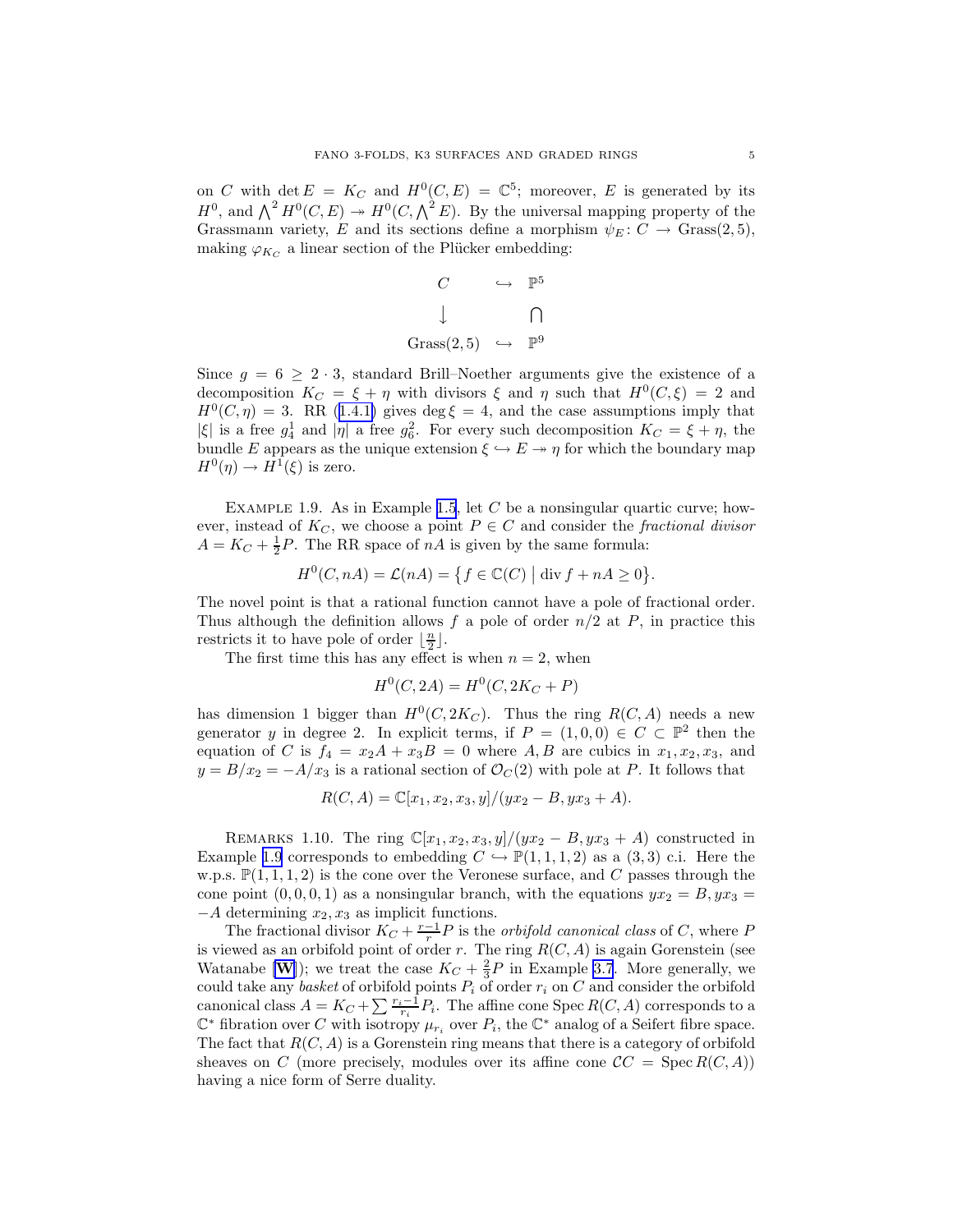on $C$ with $\det E = K_C$ and $H^0(C, E) = \mathbb{C}^5$; moreover, $E$ is generated by its $H^0$, and $\bigwedge^2 H^0(C, E) \twoheadrightarrow H^0(C, \bigwedge^2 E)$. By the universal mapping property of the Grassmann variety, $E$ and its sections define a morphism $\psi_E \colon C \to \mathrm{Grass}(2, 5)$, making $\varphi_{K_C}$ a linear section of the Plücker embedding:

$$
\begin{array}{ccc}
C & \hookrightarrow & \mathbb{P}^5 \\
\downarrow & & \cap \\
\mathrm{Grass}(2,5) & \hookrightarrow & \mathbb{P}^9
\end{array}
$$

Since $g = 6 \geq 2 \cdot 3$, standard Brill–Noether arguments give the existence of a decomposition $K_C = \xi + \eta$ with divisors $\xi$ and $\eta$ such that $H^0(C, \xi) = 2$ and $H^0(C, \eta) = 3$. RR (1.4.1) gives $\deg \xi = 4$, and the case assumptions imply that $|\xi|$ is a free $g^1_4$ and $|\eta|$ a free $g^2_6$. For every such decomposition $K_C = \xi + \eta$, the bundle $E$ appears as the unique extension $\xi \hookrightarrow E \twoheadrightarrow \eta$ for which the boundary map $H^0(\eta) \to H^1(\xi)$ is zero.

Example 1.9. As in Example 1.5, let $C$ be a nonsingular quartic curve; however, instead of $K_C$, we choose a point $P \in C$ and consider the *fractional divisor* $A = K_C + \frac{1}{2}P$. The RR space of $nA$ is given by the same formula:

$$
H^0(C, nA) = \mathcal{L}(nA) = \bigl\{ f \in \mathbb{C}(C) \bigm| \operatorname{div} f + nA \geq 0 \bigr\}.
$$

The novel point is that a rational function cannot have a pole of fractional order. Thus although the definition allows $f$ a pole of order $n/2$ at $P$, in practice this restricts it to have pole of order $\lfloor \frac{n}{2} \rfloor$.

The first time this has any effect is when $n = 2$, when

$$
H^0(C, 2A) = H^0(C, 2K_C + P)
$$

has dimension 1 bigger than $H^0(C, 2K_C)$. Thus the ring $R(C, A)$ needs a new generator $y$ in degree 2. In explicit terms, if $P = (1, 0, 0) \in C \subset \mathbb{P}^2$ then the equation of $C$ is $f_4 = x_2 A + x_3 B = 0$ where $A, B$ are cubics in $x_1, x_2, x_3$, and $y = B/x_2 = -A/x_3$ is a rational section of $\mathcal{O}_C(2)$ with pole at $P$. It follows that

$$
R(C, A) = \mathbb{C}[x_1, x_2, x_3, y]/(yx_2 - B, yx_3 + A).
$$

Remarks 1.10. The ring $\mathbb{C}[x_1, x_2, x_3, y]/(yx_2 - B, yx_3 + A)$ constructed in Example 1.9 corresponds to embedding $C \hookrightarrow \mathbb{P}(1, 1, 1, 2)$ as a $(3, 3)$ c.i. Here the w.p.s. $\mathbb{P}(1, 1, 1, 2)$ is the cone over the Veronese surface, and $C$ passes through the cone point $(0, 0, 0, 1)$ as a nonsingular branch, with the equations $yx_2 = B, yx_3 = -A$ determining $x_2, x_3$ as implicit functions.

The fractional divisor $K_C + \frac{r-1}{r}P$ is the *orbifold canonical class* of $C$, where $P$ is viewed as an orbifold point of order $r$. The ring $R(C, A)$ is again Gorenstein (see Watanabe [**W**]); we treat the case $K_C + \frac{2}{3}P$ in Example 3.7. More generally, we could take any *basket* of orbifold points $P_i$ of order $r_i$ on $C$ and consider the orbifold canonical class $A = K_C + \sum \frac{r_i - 1}{r_i} P_i$. The affine cone $\operatorname{Spec} R(C, A)$ corresponds to a $\mathbb{C}^*$ fibration over $C$ with isotropy $\mu_{r_i}$ over $P_i$, the $\mathbb{C}^*$ analog of a Seifert fibre space. The fact that $R(C, A)$ is a Gorenstein ring means that there is a category of orbifold sheaves on $C$ (more precisely, modules over its affine cone $\mathcal{C}C = \operatorname{Spec} R(C, A)$) having a nice form of Serre duality.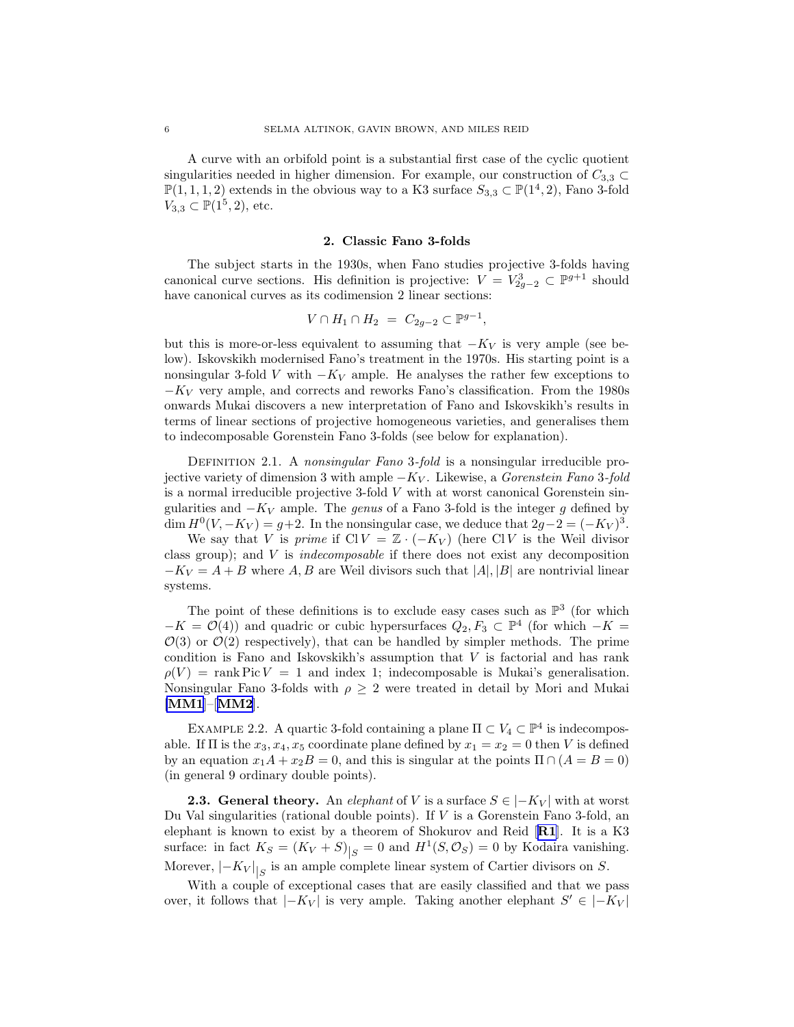A curve with an orbifold point is a substantial first case of the cyclic quotient singularities needed in higher dimension. For example, our construction of $C_{3,3} \subset \mathbb{P}(1,1,1,2)$ extends in the obvious way to a K3 surface $S_{3,3} \subset \mathbb{P}(1^4,2)$, Fano 3-fold $V_{3,3} \subset \mathbb{P}(1^5,2)$, etc.

## 2. Classic Fano 3-folds

The subject starts in the 1930s, when Fano studies projective 3-folds having canonical curve sections. His definition is projective: $V = V^3_{2g-2} \subset \mathbb{P}^{g+1}$ should have canonical curves as its codimension 2 linear sections:

$$V \cap H_1 \cap H_2 \;=\; C_{2g-2} \subset \mathbb{P}^{g-1},$$

but this is more-or-less equivalent to assuming that $-K_V$ is very ample (see below). Iskovskikh modernised Fano's treatment in the 1970s. His starting point is a nonsingular 3-fold $V$ with $-K_V$ ample. He analyses the rather few exceptions to $-K_V$ very ample, and corrects and reworks Fano's classification. From the 1980s onwards Mukai discovers a new interpretation of Fano and Iskovskikh's results in terms of linear sections of projective homogeneous varieties, and generalises them to indecomposable Gorenstein Fano 3-folds (see below for explanation).

Definition 2.1. A *nonsingular Fano 3-fold* is a nonsingular irreducible projective variety of dimension 3 with ample $-K_V$. Likewise, a *Gorenstein Fano 3-fold* is a normal irreducible projective 3-fold $V$ with at worst canonical Gorenstein singularities and $-K_V$ ample. The *genus* of a Fano 3-fold is the integer $g$ defined by $\dim H^0(V, -K_V) = g+2$. In the nonsingular case, we deduce that $2g-2 = (-K_V)^3$.

We say that $V$ is *prime* if $\operatorname{Cl} V = \mathbb{Z}\cdot(-K_V)$ (here $\operatorname{Cl} V$ is the Weil divisor class group); and $V$ is *indecomposable* if there does not exist any decomposition $-K_V = A + B$ where $A, B$ are Weil divisors such that $|A|, |B|$ are nontrivial linear systems.

The point of these definitions is to exclude easy cases such as $\mathbb{P}^3$ (for which $-K = \mathcal{O}(4)$) and quadric or cubic hypersurfaces $Q_2, F_3 \subset \mathbb{P}^4$ (for which $-K = \mathcal{O}(3)$ or $\mathcal{O}(2)$ respectively), that can be handled by simpler methods. The prime condition is Fano and Iskovskikh's assumption that $V$ is factorial and has rank $\rho(V) = \operatorname{rank}\operatorname{Pic} V = 1$ and index 1; indecomposable is Mukai's generalisation. Nonsingular Fano 3-folds with $\rho \geq 2$ were treated in detail by Mori and Mukai [**MM1**]–[**MM2**].

Example 2.2. A quartic 3-fold containing a plane $\Pi \subset V_4 \subset \mathbb{P}^4$ is indecomposable. If $\Pi$ is the $x_3, x_4, x_5$ coordinate plane defined by $x_1 = x_2 = 0$ then $V$ is defined by an equation $x_1A + x_2B = 0$, and this is singular at the points $\Pi \cap (A = B = 0)$ (in general 9 ordinary double points).

**2.3. General theory.** An *elephant* of $V$ is a surface $S \in |-K_V|$ with at worst Du Val singularities (rational double points). If $V$ is a Gorenstein Fano 3-fold, an elephant is known to exist by a theorem of Shokurov and Reid [**R1**]. It is a K3 surface: in fact $K_S = (K_V + S)_{|S} = 0$ and $H^1(S, \mathcal{O}_S) = 0$ by Kodaira vanishing. Morever, $|-K_V|_{|S}$ is an ample complete linear system of Cartier divisors on $S$.

With a couple of exceptional cases that are easily classified and that we pass over, it follows that $|-K_V|$ is very ample. Taking another elephant $S' \in |-K_V|$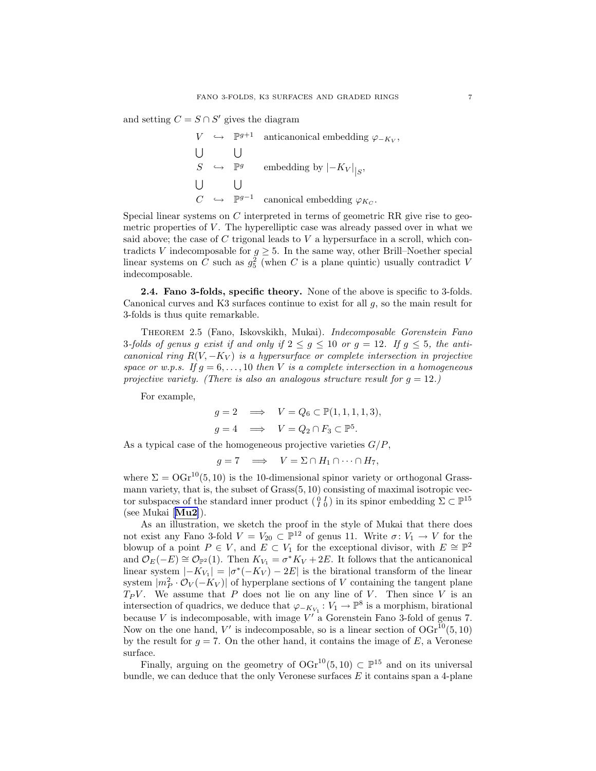and setting $C = S \cap S'$ gives the diagram

$$
\begin{array}{cccl}
V & \hookrightarrow & \mathbb{P}^{g+1} & \text{anticanonical embedding } \varphi_{-K_V}, \\
\bigcup & & \bigcup & \\
S & \hookrightarrow & \mathbb{P}^{g} & \text{embedding by } |-K_V|\big|_S, \\
\bigcup & & \bigcup & \\
C & \hookrightarrow & \mathbb{P}^{g-1} & \text{canonical embedding } \varphi_{K_C}.
\end{array}
$$

Special linear systems on $C$ interpreted in terms of geometric RR give rise to geometric properties of $V$. The hyperelliptic case was already passed over in what we said above; the case of $C$ trigonal leads to $V$ a hypersurface in a scroll, which contradicts $V$ indecomposable for $g \geq 5$. In the same way, other Brill–Noether special linear systems on $C$ such as $g^2_5$ (when $C$ is a plane quintic) usually contradict $V$ indecomposable.

**2.4. Fano 3-folds, specific theory.** None of the above is specific to 3-folds. Canonical curves and K3 surfaces continue to exist for all $g$, so the main result for 3-folds is thus quite remarkable.

THEOREM 2.5 (Fano, Iskovskikh, Mukai). *Indecomposable Gorenstein Fano 3-folds of genus $g$ exist if and only if $2 \leq g \leq 10$ or $g = 12$. If $g \leq 5$, the anticanonical ring $R(V, -K_V)$ is a hypersurface or complete intersection in projective space or w.p.s. If $g = 6, \dots, 10$ then $V$ is a complete intersection in a homogeneous projective variety. (There is also an analogous structure result for $g = 12$.)*

For example,

$$
\begin{aligned}
g = 2 &\implies V = Q_6 \subset \mathbb{P}(1,1,1,1,3), \\
g = 4 &\implies V = Q_2 \cap F_3 \subset \mathbb{P}^5.
\end{aligned}
$$

As a typical case of the homogeneous projective varieties $G/P$,

$$
g = 7 \implies V = \Sigma \cap H_1 \cap \cdots \cap H_7,
$$

where $\Sigma = \mathrm{OGr}^{10}(5, 10)$ is the 10-dimensional spinor variety or orthogonal Grassmann variety, that is, the subset of $\mathrm{Grass}(5, 10)$ consisting of maximal isotropic vector subspaces of the standard inner product $\left(\begin{smallmatrix} 0 & I \\ I & 0 \end{smallmatrix}\right)$ in its spinor embedding $\Sigma \subset \mathbb{P}^{15}$ (see Mukai [**Mu2**]).

As an illustration, we sketch the proof in the style of Mukai that there does not exist any Fano 3-fold $V = V_{20} \subset \mathbb{P}^{12}$ of genus 11. Write $\sigma \colon V_1 \to V$ for the blowup of a point $P \in V$, and $E \subset V_1$ for the exceptional divisor, with $E \cong \mathbb{P}^2$ and $\mathcal{O}_E(-E) \cong \mathcal{O}_{\mathbb{P}^2}(1)$. Then $K_{V_1} = \sigma^* K_V + 2E$. It follows that the anticanonical linear system $|-K_{V_1}| = |\sigma^*(-K_V) - 2E|$ is the birational transform of the linear system $|m_P^2 \cdot \mathcal{O}_V(-K_V)|$ of hyperplane sections of $V$ containing the tangent plane $T_P V$. We assume that $P$ does not lie on any line of $V$. Then since $V$ is an intersection of quadrics, we deduce that $\varphi_{-K_{V_1}} \colon V_1 \to \mathbb{P}^8$ is a morphism, birational because $V$ is indecomposable, with image $V'$ a Gorenstein Fano 3-fold of genus 7. Now on the one hand, $V'$ is indecomposable, so is a linear section of $\mathrm{OGr}^{10}(5, 10)$ by the result for $g = 7$. On the other hand, it contains the image of $E$, a Veronese surface.

Finally, arguing on the geometry of $\mathrm{OGr}^{10}(5, 10) \subset \mathbb{P}^{15}$ and on its universal bundle, we can deduce that the only Veronese surfaces $E$ it contains span a 4-plane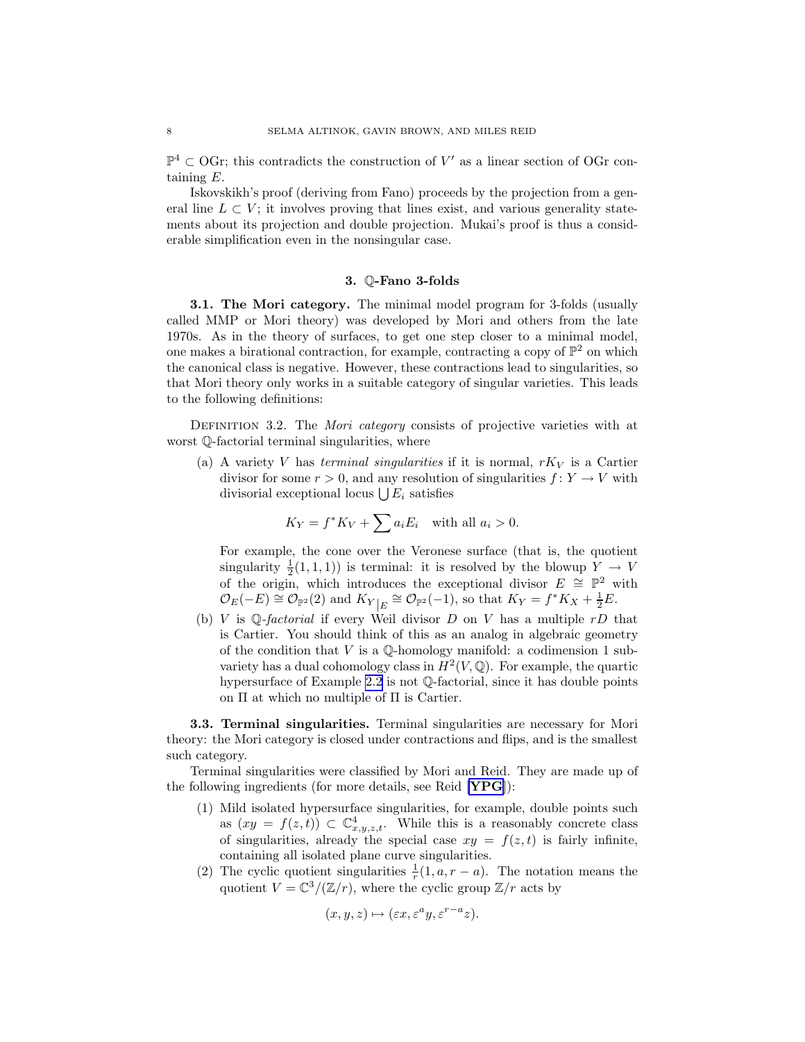$\mathbb{P}^4 \subset \mathrm{OGr}$; this contradicts the construction of $V'$ as a linear section of OGr containing $E$.

Iskovskikh's proof (deriving from Fano) proceeds by the projection from a general line $L \subset V$; it involves proving that lines exist, and various generality statements about its projection and double projection. Mukai's proof is thus a considerable simplification even in the nonsingular case.

## 3. $\mathbb{Q}$-Fano 3-folds

**3.1. The Mori category.** The minimal model program for 3-folds (usually called MMP or Mori theory) was developed by Mori and others from the late 1970s. As in the theory of surfaces, to get one step closer to a minimal model, one makes a birational contraction, for example, contracting a copy of $\mathbb{P}^2$ on which the canonical class is negative. However, these contractions lead to singularities, so that Mori theory only works in a suitable category of singular varieties. This leads to the following definitions:

Definition 3.2. The *Mori category* consists of projective varieties with at worst $\mathbb{Q}$-factorial terminal singularities, where

(a) A variety $V$ has *terminal singularities* if it is normal, $rK_V$ is a Cartier divisor for some $r > 0$, and any resolution of singularities $f\colon Y \to V$ with divisorial exceptional locus $\bigcup E_i$ satisfies

$$K_Y = f^*K_V + \sum a_i E_i \quad \text{with all } a_i > 0.$$

For example, the cone over the Veronese surface (that is, the quotient singularity $\frac{1}{2}(1,1,1)$) is terminal: it is resolved by the blowup $Y \to V$ of the origin, which introduces the exceptional divisor $E \cong \mathbb{P}^2$ with $\mathcal{O}_E(-E) \cong \mathcal{O}_{\mathbb{P}^2}(2)$ and $K_Y{}_{|E} \cong \mathcal{O}_{\mathbb{P}^2}(-1)$, so that $K_Y = f^*K_X + \frac{1}{2}E$.

(b) $V$ is *$\mathbb{Q}$-factorial* if every Weil divisor $D$ on $V$ has a multiple $rD$ that is Cartier. You should think of this as an analog in algebraic geometry of the condition that $V$ is a $\mathbb{Q}$-homology manifold: a codimension 1 subvariety has a dual cohomology class in $H^2(V,\mathbb{Q})$. For example, the quartic hypersurface of Example 2.2 is not $\mathbb{Q}$-factorial, since it has double points on $\Pi$ at which no multiple of $\Pi$ is Cartier.

**3.3. Terminal singularities.** Terminal singularities are necessary for Mori theory: the Mori category is closed under contractions and flips, and is the smallest such category.

Terminal singularities were classified by Mori and Reid. They are made up of the following ingredients (for more details, see Reid [**YPG**]):

1. Mild isolated hypersurface singularities, for example, double points such as $(xy = f(z,t)) \subset \mathbb{C}^4_{x,y,z,t}$. While this is a reasonably concrete class of singularities, already the special case $xy = f(z,t)$ is fairly infinite, containing all isolated plane curve singularities.
2. The cyclic quotient singularities $\frac{1}{r}(1,a,r-a)$. The notation means the quotient $V = \mathbb{C}^3/(\mathbb{Z}/r)$, where the cyclic group $\mathbb{Z}/r$ acts by

$$(x,y,z) \mapsto (\varepsilon x, \varepsilon^a y, \varepsilon^{r-a} z).$$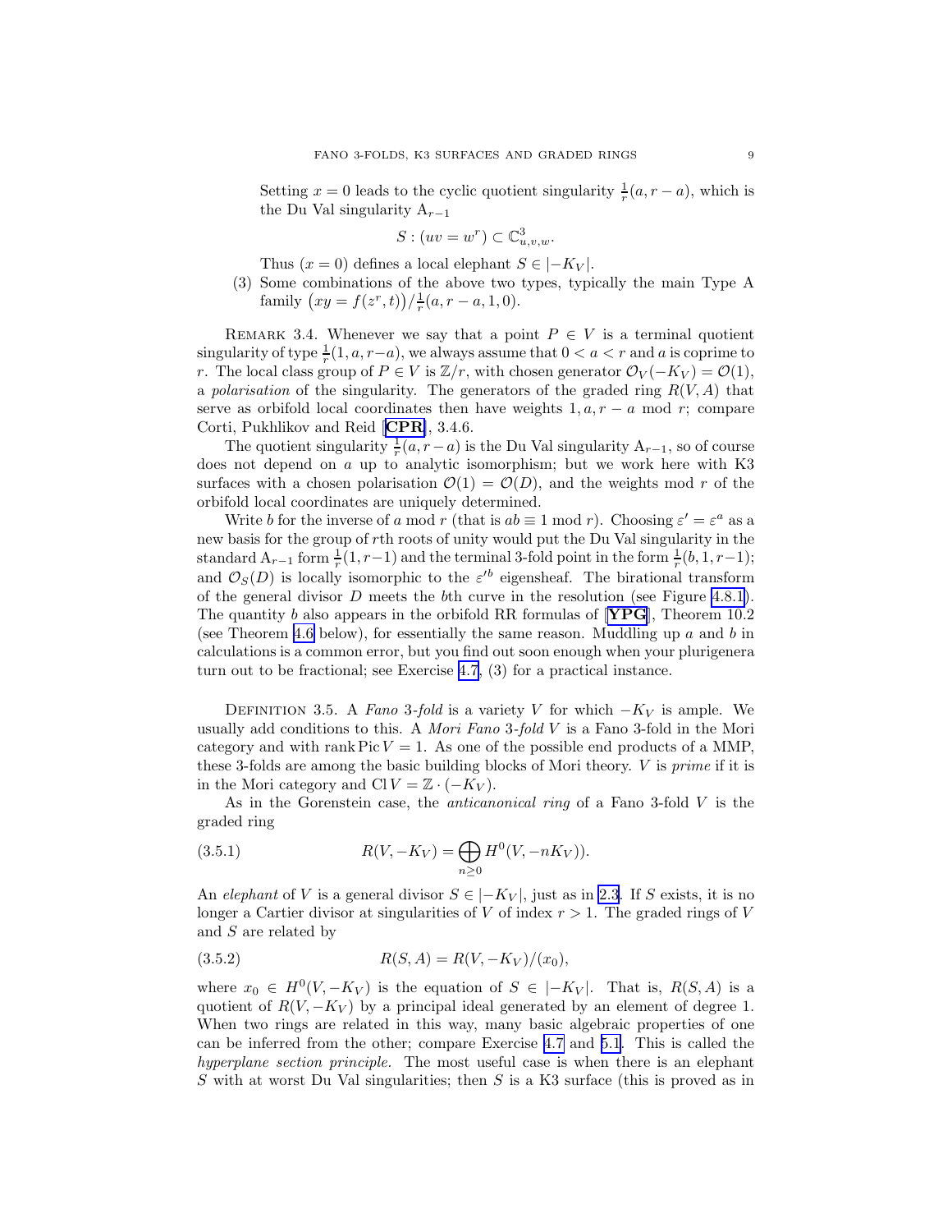Setting $x = 0$ leads to the cyclic quotient singularity $\frac{1}{r}(a, r-a)$, which is the Du Val singularity $\mathrm{A}_{r-1}$

$$S : (uv = w^r) \subset \mathbb{C}^3_{u,v,w}.$$

Thus $(x = 0)$ defines a local elephant $S \in |-K_V|$.

(3) Some combinations of the above two types, typically the main Type A family $\big(xy = f(z^r, t)\big)/\frac{1}{r}(a, r-a, 1, 0)$.

Remark 3.4. Whenever we say that a point $P \in V$ is a terminal quotient singularity of type $\frac{1}{r}(1, a, r-a)$, we always assume that $0 < a < r$ and $a$ is coprime to $r$. The local class group of $P \in V$ is $\mathbb{Z}/r$, with chosen generator $\mathcal{O}_V(-K_V) = \mathcal{O}(1)$, a *polarisation* of the singularity. The generators of the graded ring $R(V, A)$ that serve as orbifold local coordinates then have weights $1, a, r-a \bmod r$; compare Corti, Pukhlikov and Reid [**CPR**], 3.4.6.

The quotient singularity $\frac{1}{r}(a, r-a)$ is the Du Val singularity $\mathrm{A}_{r-1}$, so of course does not depend on $a$ up to analytic isomorphism; but we work here with K3 surfaces with a chosen polarisation $\mathcal{O}(1) = \mathcal{O}(D)$, and the weights mod $r$ of the orbifold local coordinates are uniquely determined.

Write $b$ for the inverse of $a$ mod $r$ (that is $ab \equiv 1 \bmod r$). Choosing $\varepsilon' = \varepsilon^a$ as a new basis for the group of $r$th roots of unity would put the Du Val singularity in the standard $\mathrm{A}_{r-1}$ form $\frac{1}{r}(1, r-1)$ and the terminal 3-fold point in the form $\frac{1}{r}(b, 1, r-1)$; and $\mathcal{O}_S(D)$ is locally isomorphic to the $\varepsilon'^b$ eigensheaf. The birational transform of the general divisor $D$ meets the $b$th curve in the resolution (see Figure 4.8.1). The quantity $b$ also appears in the orbifold RR formulas of [**YPG**], Theorem 10.2 (see Theorem 4.6 below), for essentially the same reason. Muddling up $a$ and $b$ in calculations is a common error, but you find out soon enough when your plurigenera turn out to be fractional; see Exercise 4.7, (3) for a practical instance.

Definition 3.5. A *Fano 3-fold* is a variety $V$ for which $-K_V$ is ample. We usually add conditions to this. A *Mori Fano 3-fold* $V$ is a Fano 3-fold in the Mori category and with $\operatorname{rank} \operatorname{Pic} V = 1$. As one of the possible end products of a MMP, these 3-folds are among the basic building blocks of Mori theory. $V$ is *prime* if it is in the Mori category and $\operatorname{Cl} V = \mathbb{Z} \cdot (-K_V)$.

As in the Gorenstein case, the *anticanonical ring* of a Fano 3-fold $V$ is the graded ring

$$R(V, -K_V) = \bigoplus_{n \geq 0} H^0(V, -nK_V)). \tag{3.5.1}$$

An *elephant* of $V$ is a general divisor $S \in |-K_V|$, just as in 2.3. If $S$ exists, it is no longer a Cartier divisor at singularities of $V$ of index $r > 1$. The graded rings of $V$ and $S$ are related by

$$R(S, A) = R(V, -K_V)/(x_0), \tag{3.5.2}$$

where $x_0 \in H^0(V, -K_V)$ is the equation of $S \in |-K_V|$. That is, $R(S, A)$ is a quotient of $R(V, -K_V)$ by a principal ideal generated by an element of degree 1. When two rings are related in this way, many basic algebraic properties of one can be inferred from the other; compare Exercise 4.7 and 5.1. This is called the *hyperplane section principle*. The most useful case is when there is an elephant $S$ with at worst Du Val singularities; then $S$ is a K3 surface (this is proved as in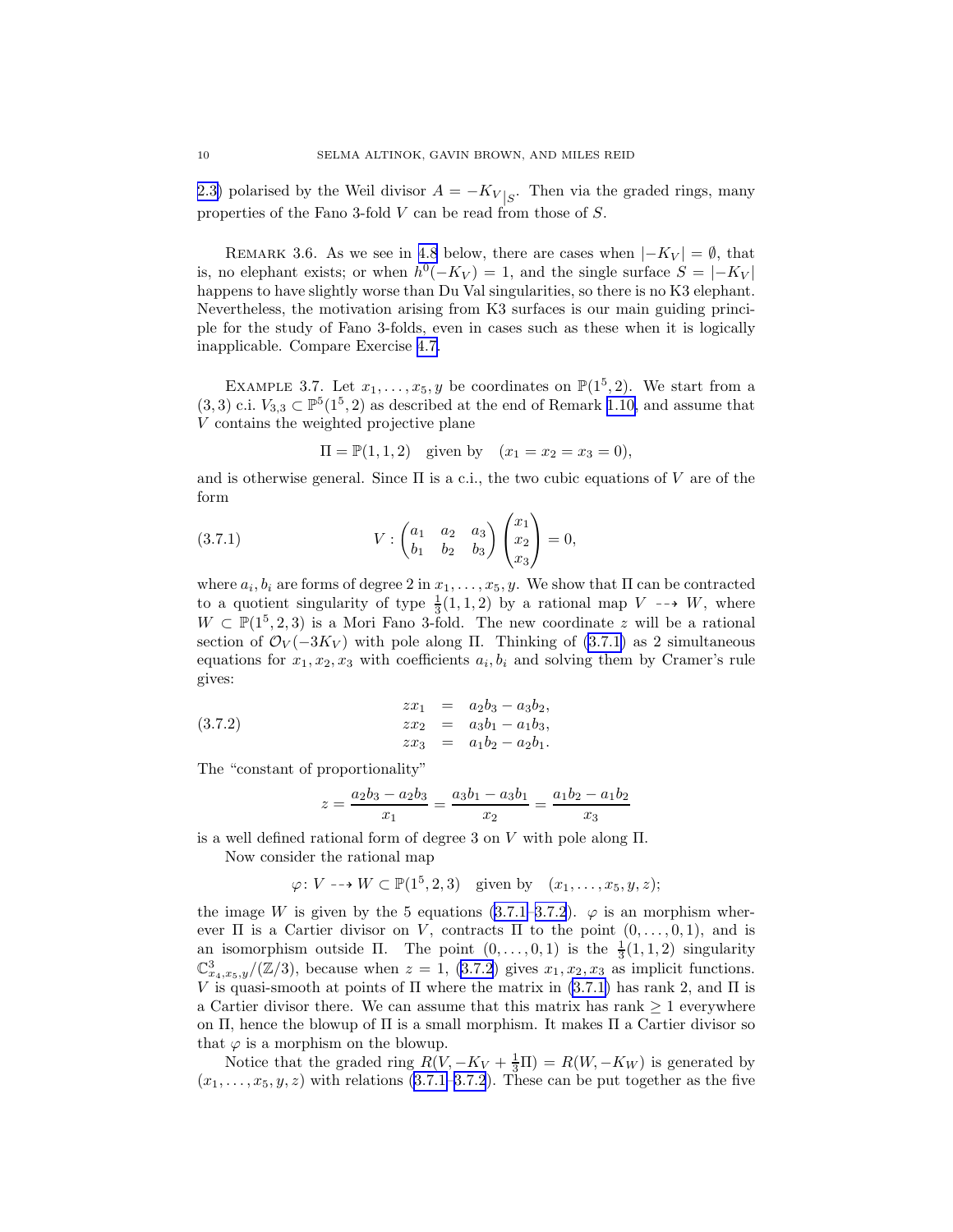2.3) polarised by the Weil divisor $A = -K_V|_S$. Then via the graded rings, many properties of the Fano 3-fold $V$ can be read from those of $S$.

Remark 3.6. As we see in 4.8 below, there are cases when $|-K_V| = \emptyset$, that is, no elephant exists; or when $h^0(-K_V) = 1$, and the single surface $S = |-K_V|$ happens to have slightly worse than Du Val singularities, so there is no K3 elephant. Nevertheless, the motivation arising from K3 surfaces is our main guiding principle for the study of Fano 3-folds, even in cases such as these when it is logically inapplicable. Compare Exercise 4.7.

Example 3.7. Let $x_1, \dots, x_5, y$ be coordinates on $\mathbb{P}(1^5, 2)$. We start from a $(3,3)$ c.i. $V_{3,3} \subset \mathbb{P}^5(1^5, 2)$ as described at the end of Remark 1.10, and assume that $V$ contains the weighted projective plane

$$\Pi = \mathbb{P}(1,1,2) \quad \text{given by} \quad (x_1 = x_2 = x_3 = 0),$$

and is otherwise general. Since $\Pi$ is a c.i., the two cubic equations of $V$ are of the form

$$V : \begin{pmatrix} a_1 & a_2 & a_3 \\ b_1 & b_2 & b_3 \end{pmatrix} \begin{pmatrix} x_1 \\ x_2 \\ x_3 \end{pmatrix} = 0, \tag{3.7.1}$$

where $a_i, b_i$ are forms of degree 2 in $x_1, \dots, x_5, y$. We show that $\Pi$ can be contracted to a quotient singularity of type $\frac{1}{3}(1,1,2)$ by a rational map $V \dashrightarrow W$, where $W \subset \mathbb{P}(1^5, 2, 3)$ is a Mori Fano 3-fold. The new coordinate $z$ will be a rational section of $\mathcal{O}_V(-3K_V)$ with pole along $\Pi$. Thinking of (3.7.1) as 2 simultaneous equations for $x_1, x_2, x_3$ with coefficients $a_i, b_i$ and solving them by Cramer's rule gives:

$$\begin{aligned} zx_1 &= a_2b_3 - a_3b_2, \\ zx_2 &= a_3b_1 - a_1b_3, \\ zx_3 &= a_1b_2 - a_2b_1. \end{aligned} \tag{3.7.2}$$

The "constant of proportionality"

$$z = \frac{a_2b_3 - a_2b_3}{x_1} = \frac{a_3b_1 - a_3b_1}{x_2} = \frac{a_1b_2 - a_1b_2}{x_3}$$

is a well defined rational form of degree 3 on $V$ with pole along $\Pi$.

Now consider the rational map

$$\varphi \colon V \dashrightarrow W \subset \mathbb{P}(1^5, 2, 3) \quad \text{given by} \quad (x_1, \dots, x_5, y, z);$$

the image $W$ is given by the 5 equations (3.7.1–3.7.2). $\varphi$ is an morphism wherever $\Pi$ is a Cartier divisor on $V$, contracts $\Pi$ to the point $(0, \dots, 0, 1)$, and is an isomorphism outside $\Pi$. The point $(0, \dots, 0, 1)$ is the $\frac{1}{3}(1,1,2)$ singularity $\mathbb{C}^3_{x_4,x_5,y}/(\mathbb{Z}/3)$, because when $z = 1$, (3.7.2) gives $x_1, x_2, x_3$ as implicit functions. $V$ is quasi-smooth at points of $\Pi$ where the matrix in (3.7.1) has rank 2, and $\Pi$ is a Cartier divisor there. We can assume that this matrix has rank $\geq 1$ everywhere on $\Pi$, hence the blowup of $\Pi$ is a small morphism. It makes $\Pi$ a Cartier divisor so that $\varphi$ is a morphism on the blowup.

Notice that the graded ring $R(V, -K_V + \frac{1}{3}\Pi) = R(W, -K_W)$ is generated by $(x_1, \dots, x_5, y, z)$ with relations (3.7.1–3.7.2). These can be put together as the five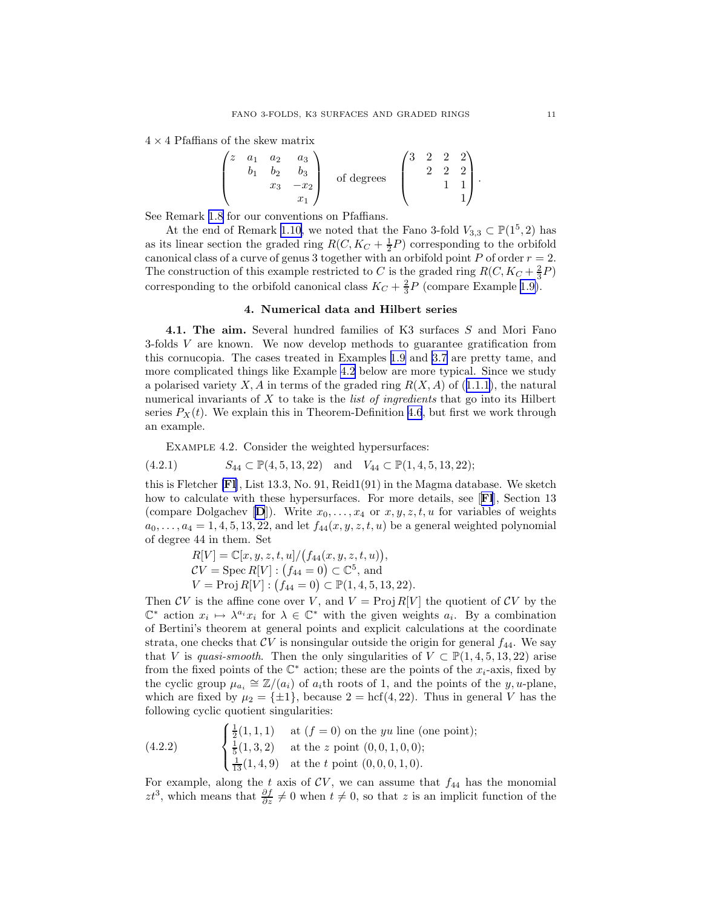$4 \times 4$ Pfaffians of the skew matrix

$$\begin{pmatrix} z & a_1 & a_2 & a_3 \\ & b_1 & b_2 & b_3 \\ & & x_3 & -x_2 \\ & & & x_1 \end{pmatrix} \quad \text{of degrees} \quad \begin{pmatrix} 3 & 2 & 2 & 2 \\ & 2 & 2 & 2 \\ & & 1 & 1 \\ & & & 1 \end{pmatrix}.$$

See Remark 1.8 for our conventions on Pfaffians.

At the end of Remark 1.10, we noted that the Fano 3-fold $V_{3,3} \subset \mathbb{P}(1^5, 2)$ has as its linear section the graded ring $R(C, K_C + \frac{1}{2}P)$ corresponding to the orbifold canonical class of a curve of genus 3 together with an orbifold point $P$ of order $r = 2$. The construction of this example restricted to $C$ is the graded ring $R(C, K_C + \frac{2}{3}P)$ corresponding to the orbifold canonical class $K_C + \frac{2}{3}P$ (compare Example 1.9).

## 4. Numerical data and Hilbert series

**4.1. The aim.** Several hundred families of K3 surfaces $S$ and Mori Fano 3-folds $V$ are known. We now develop methods to guarantee gratification from this cornucopia. The cases treated in Examples 1.9 and 3.7 are pretty tame, and more complicated things like Example 4.2 below are more typical. Since we study a polarised variety $X, A$ in terms of the graded ring $R(X, A)$ of (1.1.1), the natural numerical invariants of $X$ to take is the *list of ingredients* that go into its Hilbert series $P_X(t)$. We explain this in Theorem-Definition 4.6, but first we work through an example.

Example 4.2. Consider the weighted hypersurfaces:

$$S_{44} \subset \mathbb{P}(4, 5, 13, 22) \quad \text{and} \quad V_{44} \subset \mathbb{P}(1, 4, 5, 13, 22); \tag{4.2.1}$$

this is Fletcher [**Fl**], List 13.3, No. 91, Reid1(91) in the Magma database. We sketch how to calculate with these hypersurfaces. For more details, see [**Fl**], Section 13 (compare Dolgachev [**D**]). Write $x_0, \dots, x_4$ or $x, y, z, t, u$ for variables of weights $a_0, \dots, a_4 = 1, 4, 5, 13, 22$, and let $f_{44}(x, y, z, t, u)$ be a general weighted polynomial of degree 44 in them. Set

$$\begin{aligned} &R[V] = \mathbb{C}[x, y, z, t, u]/\big(f_{44}(x, y, z, t, u)\big), \\ &\mathcal{C}V = \operatorname{Spec} R[V] : \big(f_{44} = 0\big) \subset \mathbb{C}^5, \text{ and} \\ &V = \operatorname{Proj} R[V] : \big(f_{44} = 0\big) \subset \mathbb{P}(1, 4, 5, 13, 22). \end{aligned}$$

Then $\mathcal{C}V$ is the affine cone over $V$, and $V = \operatorname{Proj} R[V]$ the quotient of $\mathcal{C}V$ by the $\mathbb{C}^*$ action $x_i \mapsto \lambda^{a_i} x_i$ for $\lambda \in \mathbb{C}^*$ with the given weights $a_i$. By a combination of Bertini's theorem at general points and explicit calculations at the coordinate strata, one checks that $\mathcal{C}V$ is nonsingular outside the origin for general $f_{44}$. We say that $V$ is *quasi-smooth*. Then the only singularities of $V \subset \mathbb{P}(1, 4, 5, 13, 22)$ arise from the fixed points of the $\mathbb{C}^*$ action; these are the points of the $x_i$-axis, fixed by the cyclic group $\mu_{a_i} \cong \mathbb{Z}/(a_i)$ of $a_i$th roots of 1, and the points of the $y, u$-plane, which are fixed by $\mu_2 = \{\pm 1\}$, because $2 = \operatorname{hcf}(4, 22)$. Thus in general $V$ has the following cyclic quotient singularities:

$$\begin{cases} \frac{1}{2}(1,1,1) & \text{at } (f = 0) \text{ on the } yu \text{ line (one point);} \\ \frac{1}{5}(1,3,2) & \text{at the } z \text{ point } (0,0,1,0,0); \\ \frac{1}{13}(1,4,9) & \text{at the } t \text{ point } (0,0,0,1,0). \end{cases} \tag{4.2.2}$$

For example, along the $t$ axis of $\mathcal{C}V$, we can assume that $f_{44}$ has the monomial $zt^3$, which means that $\frac{\partial f}{\partial z} \neq 0$ when $t \neq 0$, so that $z$ is an implicit function of the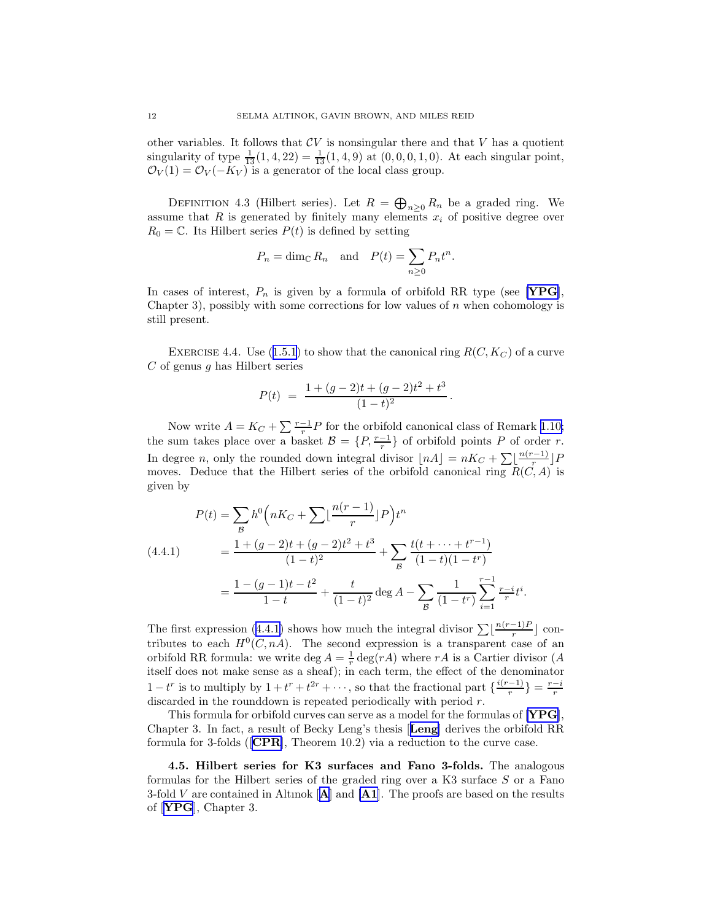other variables. It follows that $\mathcal{C}V$ is nonsingular there and that $V$ has a quotient singularity of type $\frac{1}{13}(1,4,22) = \frac{1}{13}(1,4,9)$ at $(0,0,0,1,0)$. At each singular point, $\mathcal{O}_V(1) = \mathcal{O}_V(-K_V)$ is a generator of the local class group.

Definition 4.3 (Hilbert series). Let $R = \bigoplus_{n\geq 0} R_n$ be a graded ring. We assume that $R$ is generated by finitely many elements $x_i$ of positive degree over $R_0 = \mathbb{C}$. Its Hilbert series $P(t)$ is defined by setting

$$P_n = \dim_{\mathbb{C}} R_n \quad \text{and} \quad P(t) = \sum_{n\geq 0} P_n t^n.$$

In cases of interest, $P_n$ is given by a formula of orbifold RR type (see [**YPG**], Chapter 3), possibly with some corrections for low values of $n$ when cohomology is still present.

Exercise 4.4. Use (1.5.1) to show that the canonical ring $R(C, K_C)$ of a curve $C$ of genus $g$ has Hilbert series

$$P(t) \ = \ \frac{1 + (g-2)t + (g-2)t^2 + t^3}{(1-t)^2}.$$

Now write $A = K_C + \sum \frac{r-1}{r} P$ for the orbifold canonical class of Remark 1.10; the sum takes place over a basket $\mathcal{B} = \{P, \frac{r-1}{r}\}$ of orbifold points $P$ of order $r$. In degree $n$, only the rounded down integral divisor $\lfloor nA \rfloor = nK_C + \sum \lfloor \frac{n(r-1)}{r} \rfloor P$ moves. Deduce that the Hilbert series of the orbifold canonical ring $R(C, A)$ is given by

$$\begin{aligned}
P(t) &= \sum_{\mathcal{B}} h^0\Big(nK_C + \sum \lfloor \frac{n(r-1)}{r} \rfloor P\Big) t^n \\
&= \frac{1 + (g-2)t + (g-2)t^2 + t^3}{(1-t)^2} + \sum_{\mathcal{B}} \frac{t(t + \cdots + t^{r-1})}{(1-t)(1-t^r)} \\
&= \frac{1 - (g-1)t - t^2}{1-t} + \frac{t}{(1-t)^2} \deg A - \sum_{\mathcal{B}} \frac{1}{(1-t^r)} \sum_{i=1}^{r-1} \tfrac{r-i}{r} t^i.
\end{aligned} \tag{4.4.1}$$

The first expression (4.4.1) shows how much the integral divisor $\sum \lfloor \frac{n(r-1)P}{r} \rfloor$ contributes to each $H^0(C, nA)$. The second expression is a transparent case of an orbifold RR formula: we write $\deg A = \frac{1}{r}\deg(rA)$ where $rA$ is a Cartier divisor ($A$ itself does not make sense as a sheaf); in each term, the effect of the denominator $1 - t^r$ is to multiply by $1 + t^r + t^{2r} + \cdots$, so that the fractional part $\{\frac{i(r-1)}{r}\} = \frac{r-i}{r}$ discarded in the rounddown is repeated periodically with period $r$.

This formula for orbifold curves can serve as a model for the formulas of [**YPG**], Chapter 3. In fact, a result of Becky Leng's thesis [**Leng**] derives the orbifold RR formula for 3-folds ([**CPR**], Theorem 10.2) via a reduction to the curve case.

**4.5. Hilbert series for K3 surfaces and Fano 3-folds.** The analogous formulas for the Hilbert series of the graded ring over a K3 surface $S$ or a Fano 3-fold $V$ are contained in Altınok [**A**] and [**A1**]. The proofs are based on the results of [**YPG**], Chapter 3.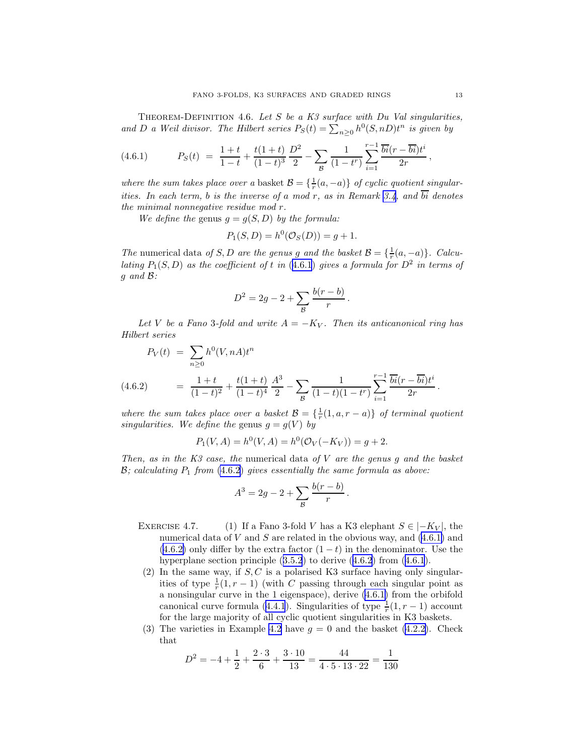THEOREM-DEFINITION 4.6. *Let $S$ be a K3 surface with Du Val singularities, and $D$ a Weil divisor. The Hilbert series $P_S(t) = \sum_{n\geq 0} h^0(S, nD)t^n$ is given by*

$$P_S(t) \;=\; \frac{1+t}{1-t} + \frac{t(1+t)}{(1-t)^3}\,\frac{D^2}{2} - \sum_{\mathcal{B}} \frac{1}{(1-t^r)} \sum_{i=1}^{r-1} \frac{\overline{bi}(r-\overline{bi})t^i}{2r}\,, \tag{4.6.1}$$

*where the sum takes place over a* basket $\mathcal{B} = \{\frac{1}{r}(a,-a)\}$ *of cyclic quotient singularities. In each term, $b$ is the inverse of $a$ mod $r$, as in Remark 3.4, and $\overline{bi}$ denotes the minimal nonnegative residue mod $r$.*

*We define the* genus $g = g(S, D)$ *by the formula:*

$$P_1(S, D) = h^0(\mathcal{O}_S(D)) = g + 1.$$

*The* numerical data *of $S, D$ are the genus $g$ and the basket $\mathcal{B} = \{\frac{1}{r}(a,-a)\}$. Calculating $P_1(S, D)$ as the coefficient of $t$ in (4.6.1) gives a formula for $D^2$ in terms of $g$ and $\mathcal{B}$:*

$$D^2 = 2g - 2 + \sum_{\mathcal{B}} \frac{b(r-b)}{r}\,.$$

*Let $V$ be a Fano 3-fold and write $A = -K_V$. Then its anticanonical ring has Hilbert series*

$$\begin{aligned} P_V(t) \;&=\; \sum_{n\geq 0} h^0(V, nA)t^n \\ &=\; \frac{1+t}{(1-t)^2} + \frac{t(1+t)}{(1-t)^4}\,\frac{A^3}{2} - \sum_{\mathcal{B}} \frac{1}{(1-t)(1-t^r)} \sum_{i=1}^{r-1} \frac{\overline{bi}(r-\overline{bi})t^i}{2r}\,. \end{aligned} \tag{4.6.2}$$

*where the sum takes place over a basket $\mathcal{B} = \{\frac{1}{r}(1, a, r-a)\}$ of terminal quotient singularities. We define the* genus $g = g(V)$ *by*

$$P_1(V, A) = h^0(V, A) = h^0(\mathcal{O}_V(-K_V)) = g + 2.$$

*Then, as in the K3 case, the* numerical data *of $V$ are the genus $g$ and the basket $\mathcal{B}$; calculating $P_1$ from (4.6.2) gives essentially the same formula as above:*

$$A^3 = 2g - 2 + \sum_{\mathcal{B}} \frac{b(r-b)}{r}\,.$$

EXERCISE 4.7.
1. If a Fano 3-fold $V$ has a K3 elephant $S \in |-K_V|$, the numerical data of $V$ and $S$ are related in the obvious way, and (4.6.1) and (4.6.2) only differ by the extra factor $(1-t)$ in the denominator. Use the hyperplane section principle (3.5.2) to derive (4.6.2) from (4.6.1).
2. In the same way, if $S, C$ is a polarised K3 surface having only singularities of type $\frac{1}{r}(1, r-1)$ (with $C$ passing through each singular point as a nonsingular curve in the 1 eigenspace), derive (4.6.1) from the orbifold canonical curve formula (4.4.1). Singularities of type $\frac{1}{r}(1, r-1)$ account for the large majority of all cyclic quotient singularities in K3 baskets.
3. The varieties in Example 4.2 have $g = 0$ and the basket (4.2.2). Check that

$$D^2 = -4 + \frac{1}{2} + \frac{2\cdot 3}{6} + \frac{3\cdot 10}{13} = \frac{44}{4\cdot 5\cdot 13\cdot 22} = \frac{1}{130}$$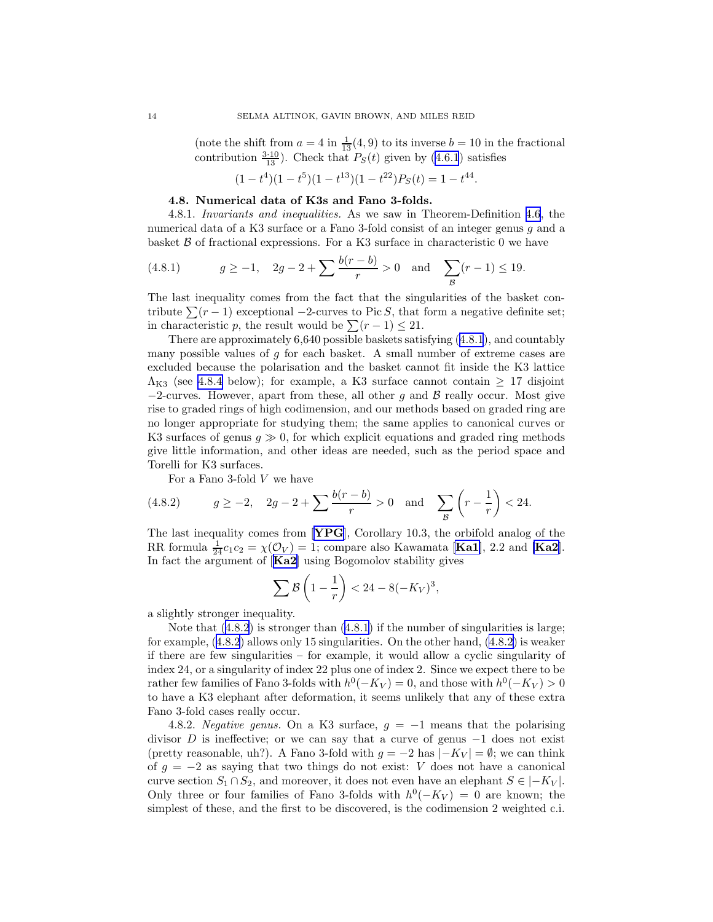(note the shift from $a = 4$ in $\frac{1}{13}(4,9)$ to its inverse $b = 10$ in the fractional contribution $\frac{3\cdot 10}{13}$). Check that $P_S(t)$ given by (4.6.1) satisfies

$$(1-t^4)(1-t^5)(1-t^{13})(1-t^{22})P_S(t) = 1 - t^{44}.$$

### 4.8. Numerical data of K3s and Fano 3-folds.

4.8.1. *Invariants and inequalities.* As we saw in Theorem-Definition 4.6, the numerical data of a K3 surface or a Fano 3-fold consist of an integer genus $g$ and a basket $\mathcal{B}$ of fractional expressions. For a K3 surface in characteristic 0 we have

$$g \geq -1, \quad 2g - 2 + \sum \frac{b(r-b)}{r} > 0 \quad \text{and} \quad \sum_{\mathcal{B}} (r-1) \leq 19. \tag{4.8.1}$$

The last inequality comes from the fact that the singularities of the basket contribute $\sum(r-1)$ exceptional $-2$-curves to $\operatorname{Pic} S$, that form a negative definite set; in characteristic $p$, the result would be $\sum(r-1) \leq 21$.

There are approximately 6,640 possible baskets satisfying (4.8.1), and countably many possible values of $g$ for each basket. A small number of extreme cases are excluded because the polarisation and the basket cannot fit inside the K3 lattice $\Lambda_{\mathrm{K3}}$ (see 4.8.4 below); for example, a K3 surface cannot contain $\geq 17$ disjoint $-2$-curves. However, apart from these, all other $g$ and $\mathcal{B}$ really occur. Most give rise to graded rings of high codimension, and our methods based on graded ring are no longer appropriate for studying them; the same applies to canonical curves or K3 surfaces of genus $g \gg 0$, for which explicit equations and graded ring methods give little information, and other ideas are needed, such as the period space and Torelli for K3 surfaces.

For a Fano 3-fold $V$ we have

$$g \geq -2, \quad 2g - 2 + \sum \frac{b(r-b)}{r} > 0 \quad \text{and} \quad \sum_{\mathcal{B}} \left(r - \frac{1}{r}\right) < 24. \tag{4.8.2}$$

The last inequality comes from [**YPG**], Corollary 10.3, the orbifold analog of the RR formula $\frac{1}{24}c_1c_2 = \chi(\mathcal{O}_V) = 1$; compare also Kawamata [**Ka1**], 2.2 and [**Ka2**]. In fact the argument of [**Ka2**] using Bogomolov stability gives

$$\sum \mathcal{B}\left(1 - \frac{1}{r}\right) < 24 - 8(-K_V)^3,$$

a slightly stronger inequality.

Note that (4.8.2) is stronger than (4.8.1) if the number of singularities is large; for example, (4.8.2) allows only 15 singularities. On the other hand, (4.8.2) is weaker if there are few singularities – for example, it would allow a cyclic singularity of index 24, or a singularity of index 22 plus one of index 2. Since we expect there to be rather few families of Fano 3-folds with $h^0(-K_V) = 0$, and those with $h^0(-K_V) > 0$ to have a K3 elephant after deformation, it seems unlikely that any of these extra Fano 3-fold cases really occur.

4.8.2. *Negative genus.* On a K3 surface, $g = -1$ means that the polarising divisor $D$ is ineffective; or we can say that a curve of genus $-1$ does not exist (pretty reasonable, uh?). A Fano 3-fold with $g = -2$ has $|-K_V| = \emptyset$; we can think of $g = -2$ as saying that two things do not exist: $V$ does not have a canonical curve section $S_1 \cap S_2$, and moreover, it does not even have an elephant $S \in |-K_V|$. Only three or four families of Fano 3-folds with $h^0(-K_V) = 0$ are known; the simplest of these, and the first to be discovered, is the codimension 2 weighted c.i.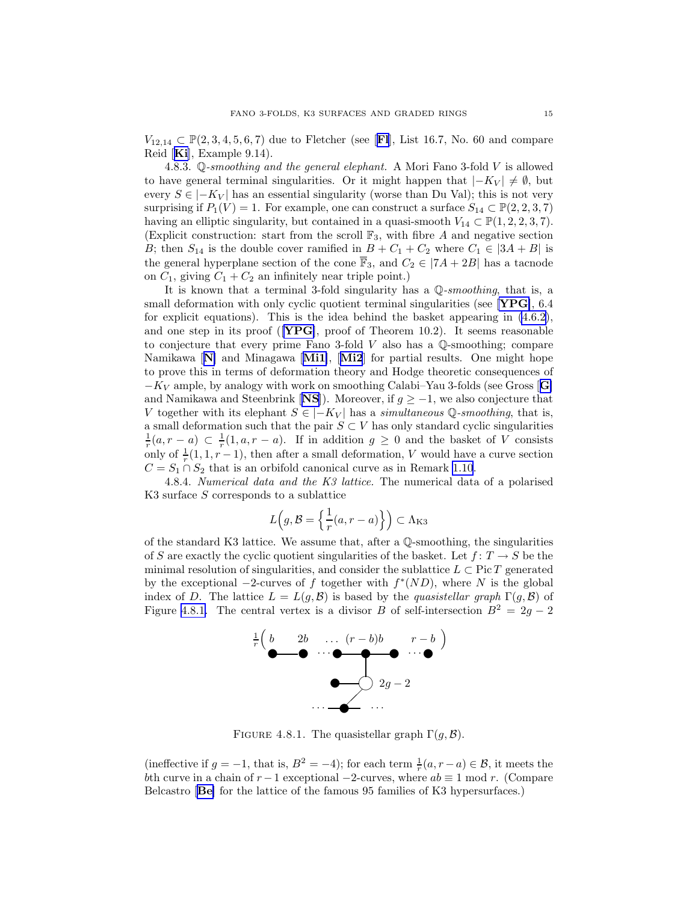$V_{12,14} \subset \mathbb{P}(2,3,4,5,6,7)$ due to Fletcher (see [Fl], List 16.7, No. 60 and compare Reid [Ki], Example 9.14).

4.8.3. *$\mathbb{Q}$-smoothing and the general elephant.* A Mori Fano 3-fold $V$ is allowed to have general terminal singularities. Or it might happen that $|-K_V| \neq \emptyset$, but every $S \in |-K_V|$ has an essential singularity (worse than Du Val); this is not very surprising if $P_1(V) = 1$. For example, one can construct a surface $S_{14} \subset \mathbb{P}(2,2,3,7)$ having an elliptic singularity, but contained in a quasi-smooth $V_{14} \subset \mathbb{P}(1,2,2,3,7)$. (Explicit construction: start from the scroll $\mathbb{F}_3$, with fibre $A$ and negative section $B$; then $S_{14}$ is the double cover ramified in $B + C_1 + C_2$ where $C_1 \in |3A + B|$ is the general hyperplane section of the cone $\overline{\mathbb{F}}_3$, and $C_2 \in |7A + 2B|$ has a tacnode on $C_1$, giving $C_1 + C_2$ an infinitely near triple point.)

It is known that a terminal 3-fold singularity has a *$\mathbb{Q}$-smoothing*, that is, a small deformation with only cyclic quotient terminal singularities (see [YPG], 6.4 for explicit equations). This is the idea behind the basket appearing in (4.6.2), and one step in its proof ([YPG], proof of Theorem 10.2). It seems reasonable to conjecture that every prime Fano 3-fold $V$ also has a $\mathbb{Q}$-smoothing; compare Namikawa [N] and Minagawa [Mi1], [Mi2] for partial results. One might hope to prove this in terms of deformation theory and Hodge theoretic consequences of $-K_V$ ample, by analogy with work on smoothing Calabi–Yau 3-folds (see Gross [G] and Namikawa and Steenbrink [NS]). Moreover, if $g \geq -1$, we also conjecture that $V$ together with its elephant $S \in |-K_V|$ has a *simultaneous $\mathbb{Q}$-smoothing*, that is, a small deformation such that the pair $S \subset V$ has only standard cyclic singularities $\frac{1}{r}(a, r-a) \subset \frac{1}{r}(1, a, r-a)$. If in addition $g \geq 0$ and the basket of $V$ consists only of $\frac{1}{r}(1, 1, r-1)$, then after a small deformation, $V$ would have a curve section $C = S_1 \cap S_2$ that is an orbifold canonical curve as in Remark 1.10.

4.8.4. *Numerical data and the K3 lattice.* The numerical data of a polarised K3 surface $S$ corresponds to a sublattice

$$L\Big(g, \mathcal{B} = \Big\{\frac{1}{r}(a, r-a)\Big\}\Big) \subset \Lambda_{\mathrm{K3}}$$

of the standard K3 lattice. We assume that, after a $\mathbb{Q}$-smoothing, the singularities of $S$ are exactly the cyclic quotient singularities of the basket. Let $f\colon T \to S$ be the minimal resolution of singularities, and consider the sublattice $L \subset \operatorname{Pic} T$ generated by the exceptional $-2$-curves of $f$ together with $f^*(ND)$, where $N$ is the global index of $D$. The lattice $L = L(g, \mathcal{B})$ is based by the *quasistellar graph* $\Gamma(g, \mathcal{B})$ of Figure 4.8.1. The central vertex is a divisor $B$ of self-intersection $B^2 = 2g - 2$

FIGURE 4.8.1. The quasistellar graph $\Gamma(g, \mathcal{B})$.

(ineffective if $g = -1$, that is, $B^2 = -4$); for each term $\frac{1}{r}(a, r-a) \in \mathcal{B}$, it meets the $b$th curve in a chain of $r - 1$ exceptional $-2$-curves, where $ab \equiv 1 \bmod r$. (Compare Belcastro [Be] for the lattice of the famous 95 families of K3 hypersurfaces.)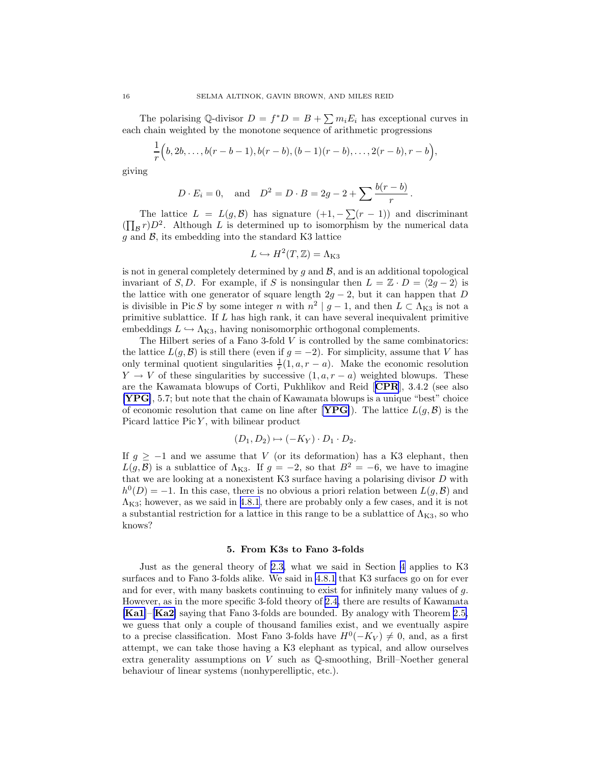The polarising $\mathbb{Q}$-divisor $D = f^*D = B + \sum m_i E_i$ has exceptional curves in each chain weighted by the monotone sequence of arithmetic progressions

$$\frac{1}{r}\Big(b, 2b, \dots, b(r-b-1), b(r-b), (b-1)(r-b), \dots, 2(r-b), r-b\Big),$$

giving

$$D \cdot E_i = 0, \quad \text{and} \quad D^2 = D \cdot B = 2g - 2 + \sum \frac{b(r-b)}{r}.$$

The lattice $L = L(g, \mathcal{B})$ has signature $(+1, -\sum(r-1))$ and discriminant $(\prod_{\mathcal{B}} r) D^2$. Although $L$ is determined up to isomorphism by the numerical data $g$ and $\mathcal{B}$, its embedding into the standard K3 lattice

$$L \hookrightarrow H^2(T, \mathbb{Z}) = \Lambda_{\mathrm{K3}}$$

is not in general completely determined by $g$ and $\mathcal{B}$, and is an additional topological invariant of $S, D$. For example, if $S$ is nonsingular then $L = \mathbb{Z} \cdot D = \langle 2g-2 \rangle$ is the lattice with one generator of square length $2g - 2$, but it can happen that $D$ is divisible in $\operatorname{Pic} S$ by some integer $n$ with $n^2 \mid g - 1$, and then $L \subset \Lambda_{\mathrm{K3}}$ is not a primitive sublattice. If $L$ has high rank, it can have several inequivalent primitive embeddings $L \hookrightarrow \Lambda_{\mathrm{K3}}$, having nonisomorphic orthogonal complements.

The Hilbert series of a Fano 3-fold $V$ is controlled by the same combinatorics: the lattice $L(g, \mathcal{B})$ is still there (even if $g = -2$). For simplicity, assume that $V$ has only terminal quotient singularities $\frac{1}{r}(1, a, r-a)$. Make the economic resolution $Y \to V$ of these singularities by successive $(1, a, r-a)$ weighted blowups. These are the Kawamata blowups of Corti, Pukhlikov and Reid [**CPR**], 3.4.2 (see also [**YPG**], 5.7; but note that the chain of Kawamata blowups is a unique "best" choice of economic resolution that came on line after [**YPG**]). The lattice $L(g, \mathcal{B})$ is the Picard lattice $\operatorname{Pic} Y$, with bilinear product

$$(D_1, D_2) \mapsto (-K_Y) \cdot D_1 \cdot D_2.$$

If $g \geq -1$ and we assume that $V$ (or its deformation) has a K3 elephant, then $L(g, \mathcal{B})$ is a sublattice of $\Lambda_{\mathrm{K3}}$. If $g = -2$, so that $B^2 = -6$, we have to imagine that we are looking at a nonexistent K3 surface having a polarising divisor $D$ with $h^0(D) = -1$. In this case, there is no obvious a priori relation between $L(g, \mathcal{B})$ and $\Lambda_{\mathrm{K3}}$; however, as we said in 4.8.1, there are probably only a few cases, and it is not a substantial restriction for a lattice in this range to be a sublattice of $\Lambda_{\mathrm{K3}}$, so who knows?

## 5. From K3s to Fano 3-folds

Just as the general theory of 2.3, what we said in Section 4 applies to K3 surfaces and to Fano 3-folds alike. We said in 4.8.1 that K3 surfaces go on for ever and for ever, with many baskets continuing to exist for infinitely many values of $g$. However, as in the more specific 3-fold theory of 2.4, there are results of Kawamata [**Ka1**]–[**Ka2**] saying that Fano 3-folds are bounded. By analogy with Theorem 2.5, we guess that only a couple of thousand families exist, and we eventually aspire to a precise classification. Most Fano 3-folds have $H^0(-K_V) \neq 0$, and, as a first attempt, we can take those having a K3 elephant as typical, and allow ourselves extra generality assumptions on $V$ such as $\mathbb{Q}$-smoothing, Brill–Noether general behaviour of linear systems (nonhyperelliptic, etc.).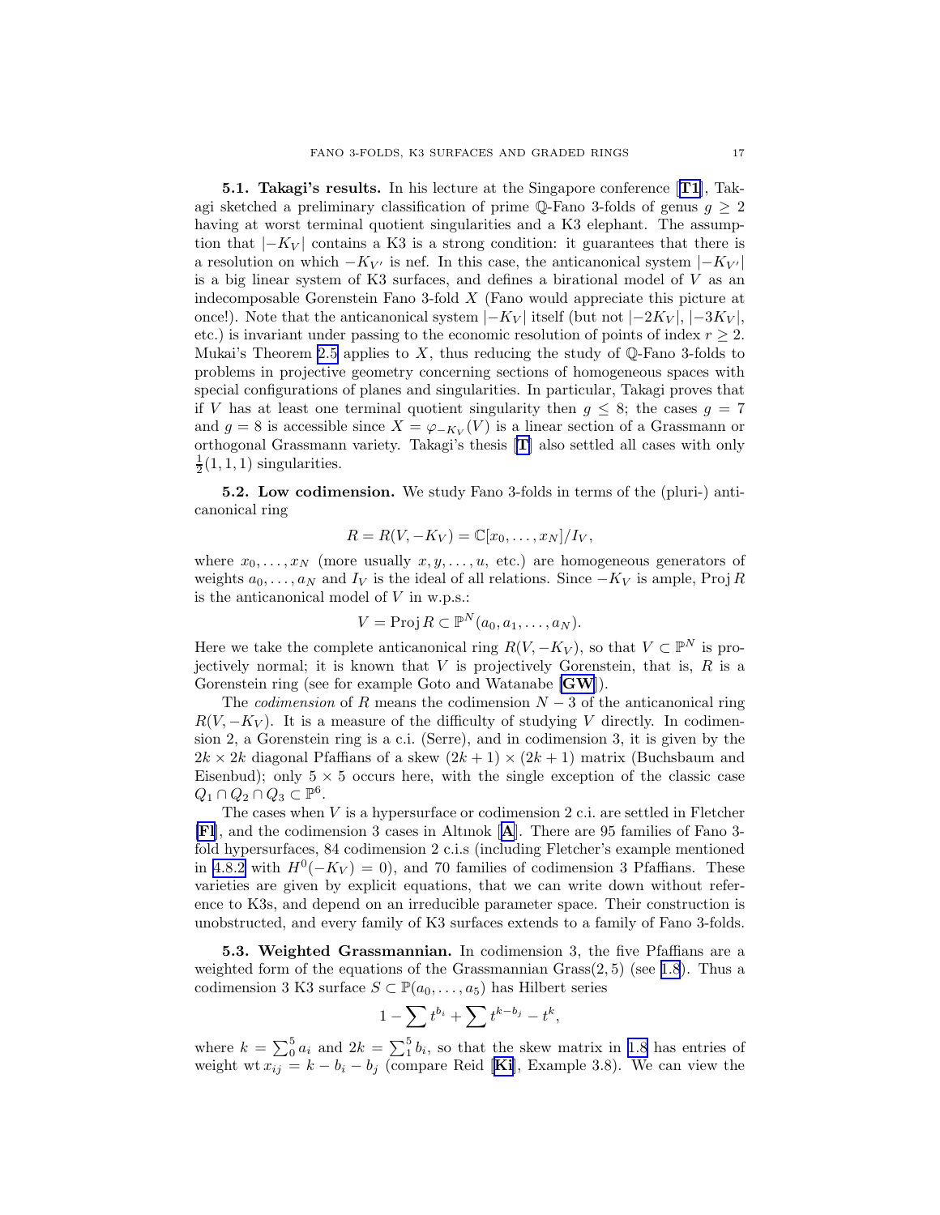**5.1. Takagi's results.** In his lecture at the Singapore conference [**T1**], Takagi sketched a preliminary classification of prime $\mathbb{Q}$-Fano 3-folds of genus $g \geq 2$ having at worst terminal quotient singularities and a K3 elephant. The assumption that $|-K_V|$ contains a K3 is a strong condition: it guarantees that there is a resolution on which $-K_{V'}$ is nef. In this case, the anticanonical system $|-K_{V'}|$ is a big linear system of K3 surfaces, and defines a birational model of $V$ as an indecomposable Gorenstein Fano 3-fold $X$ (Fano would appreciate this picture at once!). Note that the anticanonical system $|-K_V|$ itself (but not $|-2K_V|$, $|-3K_V|$, etc.) is invariant under passing to the economic resolution of points of index $r \geq 2$. Mukai's Theorem 2.5 applies to $X$, thus reducing the study of $\mathbb{Q}$-Fano 3-folds to problems in projective geometry concerning sections of homogeneous spaces with special configurations of planes and singularities. In particular, Takagi proves that if $V$ has at least one terminal quotient singularity then $g \leq 8$; the cases $g = 7$ and $g = 8$ is accessible since $X = \varphi_{-K_V}(V)$ is a linear section of a Grassmann or orthogonal Grassmann variety. Takagi's thesis [**T**] also settled all cases with only $\frac{1}{2}(1,1,1)$ singularities.

**5.2. Low codimension.** We study Fano 3-folds in terms of the (pluri-) anticanonical ring

$$R = R(V, -K_V) = \mathbb{C}[x_0, \dots, x_N]/I_V,$$

where $x_0, \dots, x_N$ (more usually $x, y, \dots, u$, etc.) are homogeneous generators of weights $a_0, \dots, a_N$ and $I_V$ is the ideal of all relations. Since $-K_V$ is ample, $\operatorname{Proj} R$ is the anticanonical model of $V$ in w.p.s.:

$$V = \operatorname{Proj} R \subset \mathbb{P}^N(a_0, a_1, \dots, a_N).$$

Here we take the complete anticanonical ring $R(V, -K_V)$, so that $V \subset \mathbb{P}^N$ is projectively normal; it is known that $V$ is projectively Gorenstein, that is, $R$ is a Gorenstein ring (see for example Goto and Watanabe [**GW**]).

The *codimension* of $R$ means the codimension $N - 3$ of the anticanonical ring $R(V, -K_V)$. It is a measure of the difficulty of studying $V$ directly. In codimension 2, a Gorenstein ring is a c.i. (Serre), and in codimension 3, it is given by the $2k \times 2k$ diagonal Pfaffians of a skew $(2k+1) \times (2k+1)$ matrix (Buchsbaum and Eisenbud); only $5 \times 5$ occurs here, with the single exception of the classic case $Q_1 \cap Q_2 \cap Q_3 \subset \mathbb{P}^6$.

The cases when $V$ is a hypersurface or codimension 2 c.i. are settled in Fletcher [**Fl**], and the codimension 3 cases in Altınok [**A**]. There are 95 families of Fano 3-fold hypersurfaces, 84 codimension 2 c.i.s (including Fletcher's example mentioned in 4.8.2 with $H^0(-K_V) = 0$), and 70 families of codimension 3 Pfaffians. These varieties are given by explicit equations, that we can write down without reference to K3s, and depend on an irreducible parameter space. Their construction is unobstructed, and every family of K3 surfaces extends to a family of Fano 3-folds.

**5.3. Weighted Grassmannian.** In codimension 3, the five Pfaffians are a weighted form of the equations of the Grassmannian $\operatorname{Grass}(2,5)$ (see 1.8). Thus a codimension 3 K3 surface $S \subset \mathbb{P}(a_0, \dots, a_5)$ has Hilbert series

$$1 - \sum t^{b_i} + \sum t^{k - b_j} - t^k,$$

where $k = \sum_0^5 a_i$ and $2k = \sum_1^5 b_i$, so that the skew matrix in 1.8 has entries of weight $\operatorname{wt} x_{ij} = k - b_i - b_j$ (compare Reid [**Ki**], Example 3.8). We can view the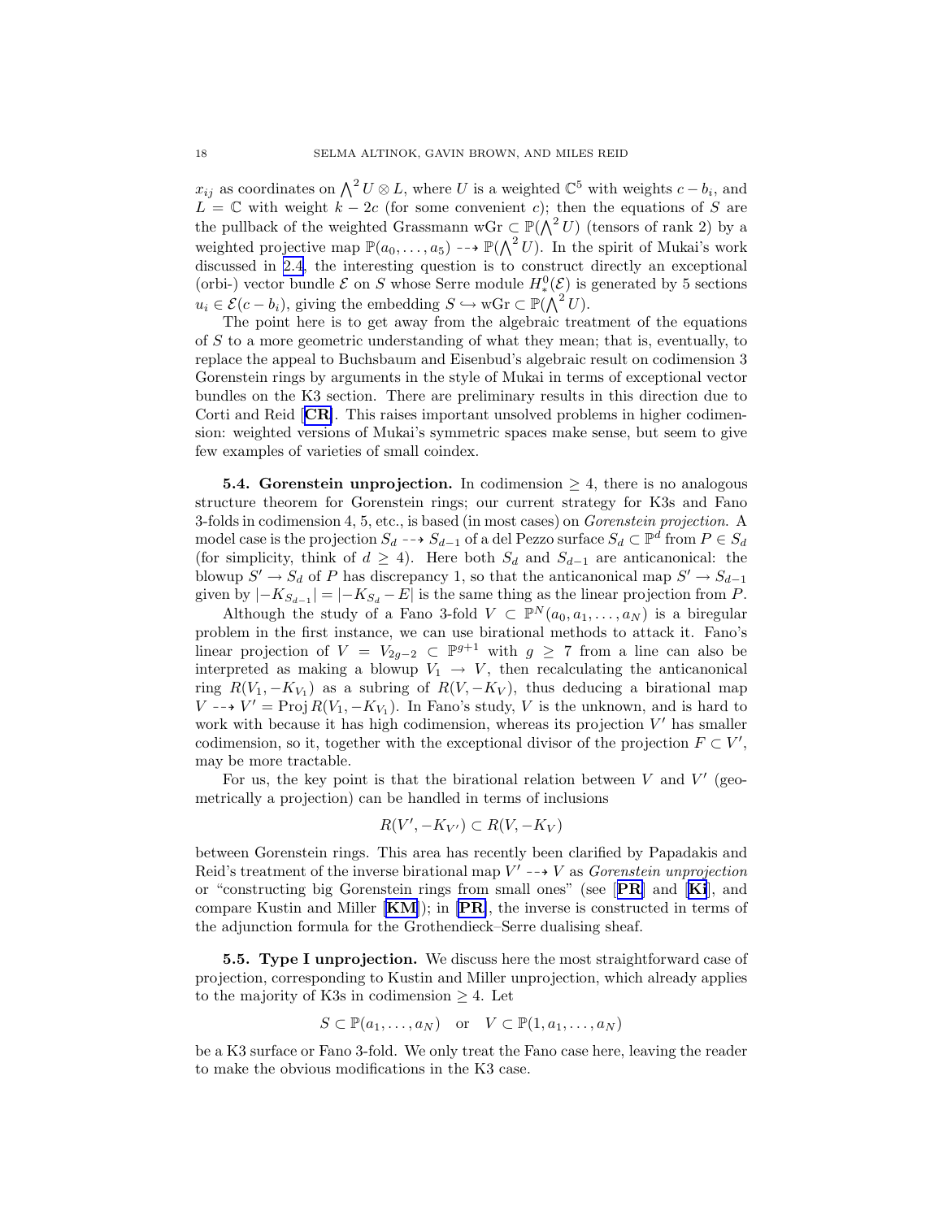$x_{ij}$ as coordinates on $\bigwedge^2 U \otimes L$, where $U$ is a weighted $\mathbb{C}^5$ with weights $c - b_i$, and $L = \mathbb{C}$ with weight $k - 2c$ (for some convenient $c$); then the equations of $S$ are the pullback of the weighted Grassmann wGr $\subset \mathbb{P}(\bigwedge^2 U)$ (tensors of rank 2) by a weighted projective map $\mathbb{P}(a_0, \dots, a_5) \dashrightarrow \mathbb{P}(\bigwedge^2 U)$. In the spirit of Mukai's work discussed in 2.4, the interesting question is to construct directly an exceptional (orbi-) vector bundle $\mathcal{E}$ on $S$ whose Serre module $H^0_*(\mathcal{E})$ is generated by 5 sections $u_i \in \mathcal{E}(c - b_i)$, giving the embedding $S \hookrightarrow \text{wGr} \subset \mathbb{P}(\bigwedge^2 U)$.

The point here is to get away from the algebraic treatment of the equations of $S$ to a more geometric understanding of what they mean; that is, eventually, to replace the appeal to Buchsbaum and Eisenbud's algebraic result on codimension 3 Gorenstein rings by arguments in the style of Mukai in terms of exceptional vector bundles on the K3 section. There are preliminary results in this direction due to Corti and Reid [**CR**]. This raises important unsolved problems in higher codimension: weighted versions of Mukai's symmetric spaces make sense, but seem to give few examples of varieties of small coindex.

**5.4. Gorenstein unprojection.** In codimension $\geq 4$, there is no analogous structure theorem for Gorenstein rings; our current strategy for K3s and Fano 3-folds in codimension 4, 5, etc., is based (in most cases) on *Gorenstein projection*. A model case is the projection $S_d \dashrightarrow S_{d-1}$ of a del Pezzo surface $S_d \subset \mathbb{P}^d$ from $P \in S_d$ (for simplicity, think of $d \geq 4$). Here both $S_d$ and $S_{d-1}$ are anticanonical: the blowup $S' \to S_d$ of $P$ has discrepancy 1, so that the anticanonical map $S' \to S_{d-1}$ given by $|-K_{S_{d-1}}| = |-K_{S_d} - E|$ is the same thing as the linear projection from $P$.

Although the study of a Fano 3-fold $V \subset \mathbb{P}^N(a_0, a_1, \dots, a_N)$ is a biregular problem in the first instance, we can use birational methods to attack it. Fano's linear projection of $V = V_{2g-2} \subset \mathbb{P}^{g+1}$ with $g \geq 7$ from a line can also be interpreted as making a blowup $V_1 \to V$, then recalculating the anticanonical ring $R(V_1, -K_{V_1})$ as a subring of $R(V, -K_V)$, thus deducing a birational map $V \dashrightarrow V' = \operatorname{Proj} R(V_1, -K_{V_1})$. In Fano's study, $V$ is the unknown, and is hard to work with because it has high codimension, whereas its projection $V'$ has smaller codimension, so it, together with the exceptional divisor of the projection $F \subset V'$, may be more tractable.

For us, the key point is that the birational relation between $V$ and $V'$ (geometrically a projection) can be handled in terms of inclusions

$$R(V', -K_{V'}) \subset R(V, -K_V)$$

between Gorenstein rings. This area has recently been clarified by Papadakis and Reid's treatment of the inverse birational map $V' \dashrightarrow V$ as *Gorenstein unprojection* or "constructing big Gorenstein rings from small ones" (see [**PR**] and [**Ki**], and compare Kustin and Miller [**KM**]); in [**PR**], the inverse is constructed in terms of the adjunction formula for the Grothendieck–Serre dualising sheaf.

**5.5. Type I unprojection.** We discuss here the most straightforward case of projection, corresponding to Kustin and Miller unprojection, which already applies to the majority of K3s in codimension $\geq 4$. Let

$$S \subset \mathbb{P}(a_1, \dots, a_N) \quad \text{or} \quad V \subset \mathbb{P}(1, a_1, \dots, a_N)$$

be a K3 surface or Fano 3-fold. We only treat the Fano case here, leaving the reader to make the obvious modifications in the K3 case.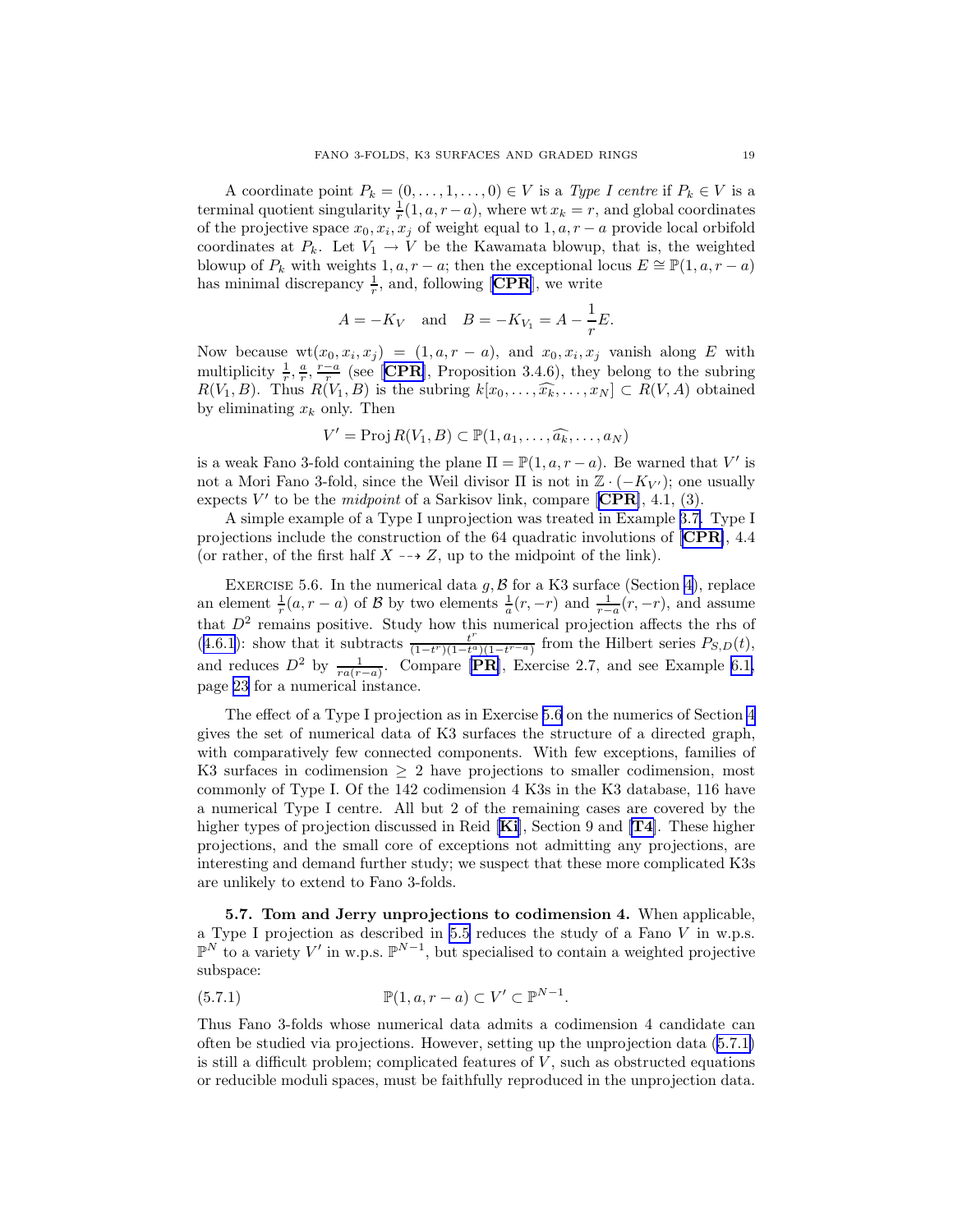A coordinate point $P_k = (0, \dots, 1, \dots, 0) \in V$ is a *Type I centre* if $P_k \in V$ is a terminal quotient singularity $\frac{1}{r}(1, a, r-a)$, where $\operatorname{wt} x_k = r$, and global coordinates of the projective space $x_0, x_i, x_j$ of weight equal to $1, a, r-a$ provide local orbifold coordinates at $P_k$. Let $V_1 \to V$ be the Kawamata blowup, that is, the weighted blowup of $P_k$ with weights $1, a, r-a$; then the exceptional locus $E \cong \mathbb{P}(1, a, r-a)$ has minimal discrepancy $\frac{1}{r}$, and, following [**CPR**], we write

$$A = -K_V \quad \text{and} \quad B = -K_{V_1} = A - \frac{1}{r}E.$$

Now because $\operatorname{wt}(x_0, x_i, x_j) = (1, a, r-a)$, and $x_0, x_i, x_j$ vanish along $E$ with multiplicity $\frac{1}{r}, \frac{a}{r}, \frac{r-a}{r}$ (see [**CPR**], Proposition 3.4.6), they belong to the subring $R(V_1, B)$. Thus $R(V_1, B)$ is the subring $k[x_0, \dots, \widehat{x_k}, \dots, x_N] \subset R(V, A)$ obtained by eliminating $x_k$ only. Then

$$V' = \operatorname{Proj} R(V_1, B) \subset \mathbb{P}(1, a_1, \dots, \widehat{a_k}, \dots, a_N)$$

is a weak Fano 3-fold containing the plane $\Pi = \mathbb{P}(1, a, r-a)$. Be warned that $V'$ is not a Mori Fano 3-fold, since the Weil divisor $\Pi$ is not in $\mathbb{Z} \cdot (-K_{V'})$; one usually expects $V'$ to be the *midpoint* of a Sarkisov link, compare [**CPR**], 4.1, (3).

A simple example of a Type I unprojection was treated in Example 3.7. Type I projections include the construction of the 64 quadratic involutions of [**CPR**], 4.4 (or rather, of the first half $X \dashrightarrow Z$, up to the midpoint of the link).

Exercise 5.6. In the numerical data $g, \mathcal{B}$ for a K3 surface (Section 4), replace an element $\frac{1}{r}(a, r-a)$ of $\mathcal{B}$ by two elements $\frac{1}{a}(r, -r)$ and $\frac{1}{r-a}(r, -r)$, and assume that $D^2$ remains positive. Study how this numerical projection affects the rhs of (4.6.1): show that it subtracts $\frac{t^r}{(1-t^r)(1-t^a)(1-t^{r-a})}$ from the Hilbert series $P_{S,D}(t)$, and reduces $D^2$ by $\frac{1}{ra(r-a)}$. Compare [**PR**], Exercise 2.7, and see Example 6.1, page 23 for a numerical instance.

The effect of a Type I projection as in Exercise 5.6 on the numerics of Section 4 gives the set of numerical data of K3 surfaces the structure of a directed graph, with comparatively few connected components. With few exceptions, families of K3 surfaces in codimension $\geq 2$ have projections to smaller codimension, most commonly of Type I. Of the 142 codimension 4 K3s in the K3 database, 116 have a numerical Type I centre. All but 2 of the remaining cases are covered by the higher types of projection discussed in Reid [**Ki**], Section 9 and [**T4**]. These higher projections, and the small core of exceptions not admitting any projections, are interesting and demand further study; we suspect that these more complicated K3s are unlikely to extend to Fano 3-folds.

**5.7. Tom and Jerry unprojections to codimension 4.** When applicable, a Type I projection as described in 5.5 reduces the study of a Fano $V$ in w.p.s. $\mathbb{P}^N$ to a variety $V'$ in w.p.s. $\mathbb{P}^{N-1}$, but specialised to contain a weighted projective subspace:

$$\mathbb{P}(1, a, r-a) \subset V' \subset \mathbb{P}^{N-1}. \tag{5.7.1}$$

Thus Fano 3-folds whose numerical data admits a codimension 4 candidate can often be studied via projections. However, setting up the unprojection data (5.7.1) is still a difficult problem; complicated features of $V$, such as obstructed equations or reducible moduli spaces, must be faithfully reproduced in the unprojection data.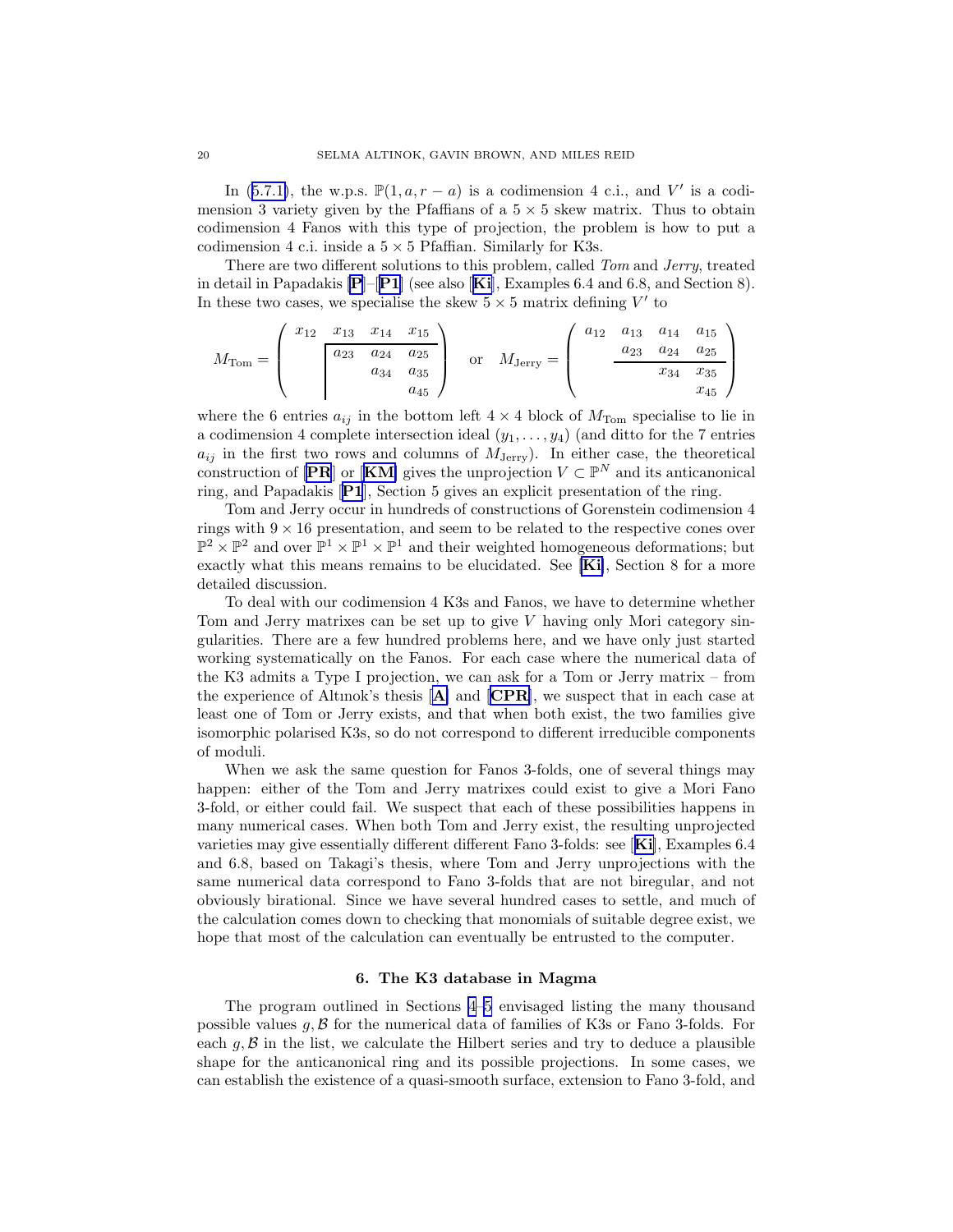In (5.7.1), the w.p.s. $\mathbb{P}(1, a, r-a)$ is a codimension 4 c.i., and $V'$ is a codimension 3 variety given by the Pfaffians of a $5 \times 5$ skew matrix. Thus to obtain codimension 4 Fanos with this type of projection, the problem is how to put a codimension 4 c.i. inside a $5 \times 5$ Pfaffian. Similarly for K3s.

There are two different solutions to this problem, called *Tom* and *Jerry*, treated in detail in Papadakis [**P**]–[**P1**] (see also [**Ki**], Examples 6.4 and 6.8, and Section 8). In these two cases, we specialise the skew $5 \times 5$ matrix defining $V'$ to

$$M_{\text{Tom}} = \begin{pmatrix} x_{12} & x_{13} & x_{14} & x_{15} \\ & a_{23} & a_{24} & a_{25} \\ & & a_{34} & a_{35} \\ & & & a_{45} \end{pmatrix} \quad \text{or} \quad M_{\text{Jerry}} = \begin{pmatrix} a_{12} & a_{13} & a_{14} & a_{15} \\ & a_{23} & a_{24} & a_{25} \\ & & x_{34} & x_{35} \\ & & & x_{45} \end{pmatrix}$$

where the 6 entries $a_{ij}$ in the bottom left $4 \times 4$ block of $M_{\text{Tom}}$ specialise to lie in a codimension 4 complete intersection ideal $(y_1, \dots, y_4)$ (and ditto for the 7 entries $a_{ij}$ in the first two rows and columns of $M_{\text{Jerry}}$). In either case, the theoretical construction of [**PR**] or [**KM**] gives the unprojection $V \subset \mathbb{P}^N$ and its anticanonical ring, and Papadakis [**P1**], Section 5 gives an explicit presentation of the ring.

Tom and Jerry occur in hundreds of constructions of Gorenstein codimension 4 rings with $9 \times 16$ presentation, and seem to be related to the respective cones over $\mathbb{P}^2 \times \mathbb{P}^2$ and over $\mathbb{P}^1 \times \mathbb{P}^1 \times \mathbb{P}^1$ and their weighted homogeneous deformations; but exactly what this means remains to be elucidated. See [**Ki**], Section 8 for a more detailed discussion.

To deal with our codimension 4 K3s and Fanos, we have to determine whether Tom and Jerry matrixes can be set up to give $V$ having only Mori category singularities. There are a few hundred problems here, and we have only just started working systematically on the Fanos. For each case where the numerical data of the K3 admits a Type I projection, we can ask for a Tom or Jerry matrix – from the experience of Altınok's thesis [**A**] and [**CPR**], we suspect that in each case at least one of Tom or Jerry exists, and that when both exist, the two families give isomorphic polarised K3s, so do not correspond to different irreducible components of moduli.

When we ask the same question for Fanos 3-folds, one of several things may happen: either of the Tom and Jerry matrixes could exist to give a Mori Fano 3-fold, or either could fail. We suspect that each of these possibilities happens in many numerical cases. When both Tom and Jerry exist, the resulting unprojected varieties may give essentially different different Fano 3-folds: see [**Ki**], Examples 6.4 and 6.8, based on Takagi's thesis, where Tom and Jerry unprojections with the same numerical data correspond to Fano 3-folds that are not biregular, and not obviously birational. Since we have several hundred cases to settle, and much of the calculation comes down to checking that monomials of suitable degree exist, we hope that most of the calculation can eventually be entrusted to the computer.

## 6. The K3 database in Magma

The program outlined in Sections 4–5 envisaged listing the many thousand possible values $g, \mathcal{B}$ for the numerical data of families of K3s or Fano 3-folds. For each $g, \mathcal{B}$ in the list, we calculate the Hilbert series and try to deduce a plausible shape for the anticanonical ring and its possible projections. In some cases, we can establish the existence of a quasi-smooth surface, extension to Fano 3-fold, and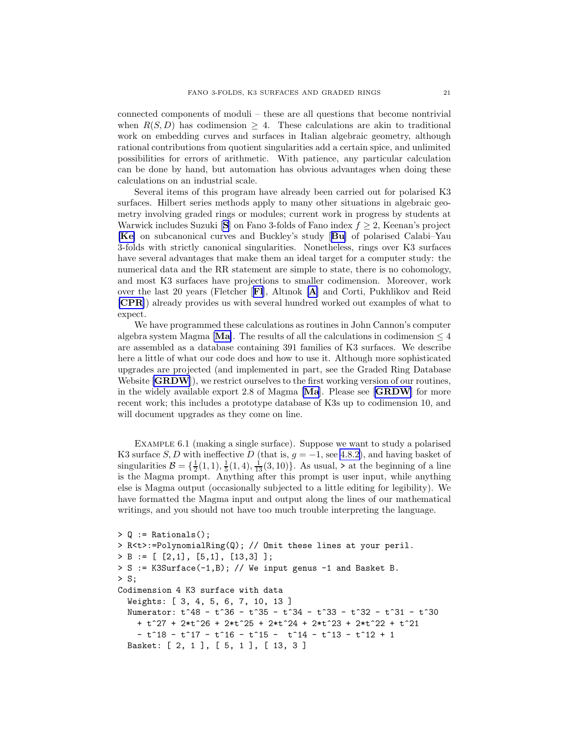connected components of moduli – these are all questions that become nontrivial when $R(S,D)$ has codimension $\geq 4$. These calculations are akin to traditional work on embedding curves and surfaces in Italian algebraic geometry, although rational contributions from quotient singularities add a certain spice, and unlimited possibilities for errors of arithmetic. With patience, any particular calculation can be done by hand, but automation has obvious advantages when doing these calculations on an industrial scale.

Several items of this program have already been carried out for polarised K3 surfaces. Hilbert series methods apply to many other situations in algebraic geometry involving graded rings or modules; current work in progress by students at Warwick includes Suzuki [**S**] on Fano 3-folds of Fano index $f \geq 2$, Keenan's project [**Ke**] on subcanonical curves and Buckley's study [**Bu**] of polarised Calabi–Yau 3-folds with strictly canonical singularities. Nonetheless, rings over K3 surfaces have several advantages that make them an ideal target for a computer study: the numerical data and the RR statement are simple to state, there is no cohomology, and most K3 surfaces have projections to smaller codimension. Moreover, work over the last 20 years (Fletcher [**Fl**], Altınok [**A**] and Corti, Pukhlikov and Reid [**CPR**]) already provides us with several hundred worked out examples of what to expect.

We have programmed these calculations as routines in John Cannon's computer algebra system Magma [**Ma**]. The results of all the calculations in codimension $\leq 4$ are assembled as a database containing 391 families of K3 surfaces. We describe here a little of what our code does and how to use it. Although more sophisticated upgrades are projected (and implemented in part, see the Graded Ring Database Website [**GRDW**]), we restrict ourselves to the first working version of our routines, in the widely available export 2.8 of Magma [**Ma**]. Please see [**GRDW**] for more recent work; this includes a prototype database of K3s up to codimension 10, and will document upgrades as they come on line.

Example 6.1 (making a single surface). Suppose we want to study a polarised K3 surface $S, D$ with ineffective $D$ (that is, $g = -1$, see 4.8.2), and having basket of singularities $\mathcal{B} = \{\frac{1}{2}(1,1), \frac{1}{5}(1,4), \frac{1}{13}(3,10)\}$. As usual, `>` at the beginning of a line is the Magma prompt. Anything after this prompt is user input, while anything else is Magma output (occasionally subjected to a little editing for legibility). We have formatted the Magma input and output along the lines of our mathematical writings, and you should not have too much trouble interpreting the language.

```
> Q := Rationals();
> R<t>:=PolynomialRing(Q); // Omit these lines at your peril.
> B := [ [2,1], [5,1], [13,3] ];
> S := K3Surface(-1,B); // We input genus -1 and Basket B.
> S;
Codimension 4 K3 surface with data
  Weights: [ 3, 4, 5, 6, 7, 10, 13 ]
  Numerator: t^48 - t^36 - t^35 - t^34 - t^33 - t^32 - t^31 - t^30
    + t^27 + 2*t^26 + 2*t^25 + 2*t^24 + 2*t^23 + 2*t^22 + t^21
    - t^18 - t^17 - t^16 - t^15 -  t^14 - t^13 - t^12 + 1
  Basket: [ 2, 1 ], [ 5, 1 ], [ 13, 3 ]
```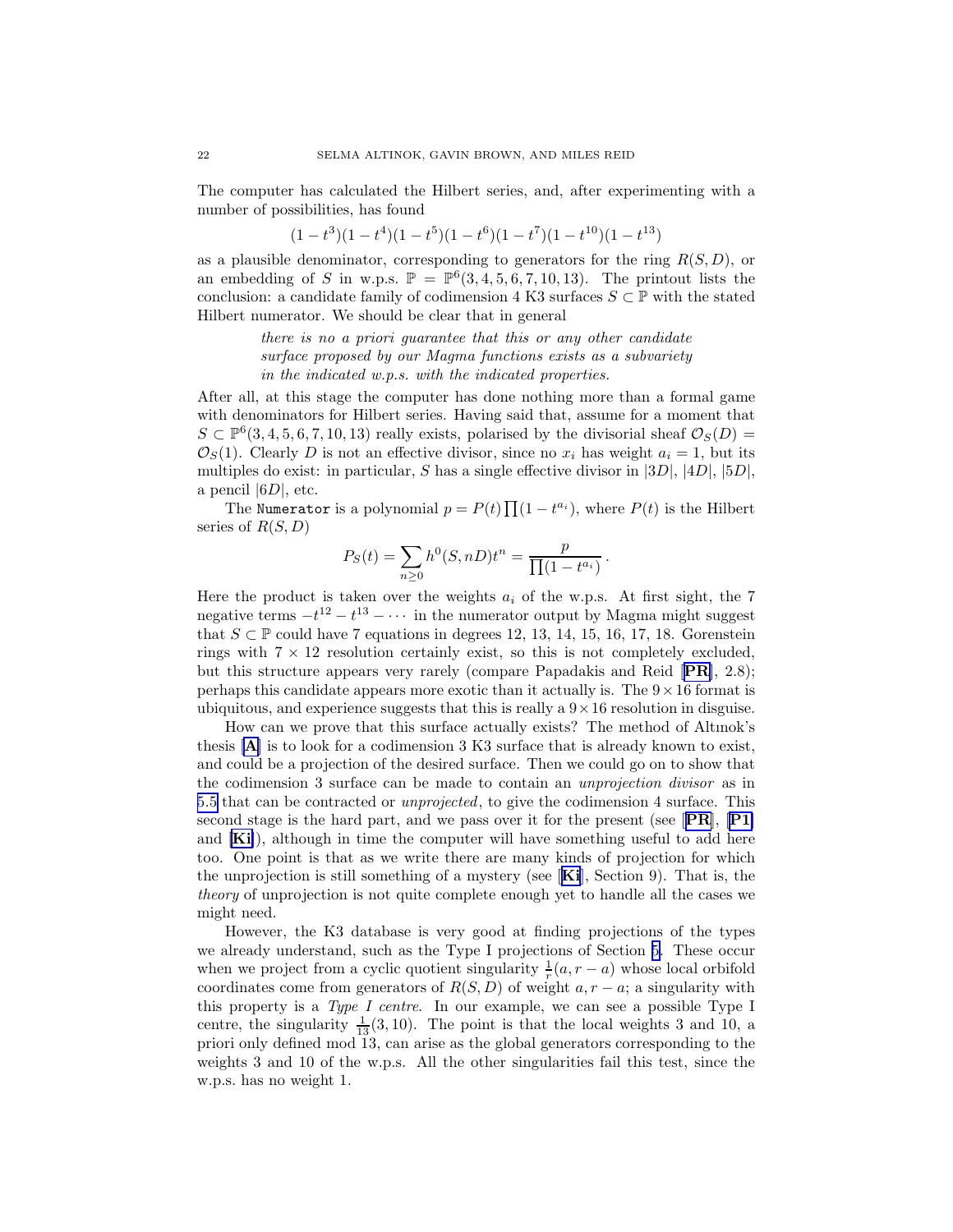The computer has calculated the Hilbert series, and, after experimenting with a number of possibilities, has found

$$(1-t^3)(1-t^4)(1-t^5)(1-t^6)(1-t^7)(1-t^{10})(1-t^{13})$$

as a plausible denominator, corresponding to generators for the ring $R(S,D)$, or an embedding of $S$ in w.p.s. $\mathbb{P} = \mathbb{P}^6(3,4,5,6,7,10,13)$. The printout lists the conclusion: a candidate family of codimension 4 K3 surfaces $S \subset \mathbb{P}$ with the stated Hilbert numerator. We should be clear that in general

> *there is no a priori guarantee that this or any other candidate surface proposed by our Magma functions exists as a subvariety in the indicated w.p.s. with the indicated properties.*

After all, at this stage the computer has done nothing more than a formal game with denominators for Hilbert series. Having said that, assume for a moment that $S \subset \mathbb{P}^6(3,4,5,6,7,10,13)$ really exists, polarised by the divisorial sheaf $\mathcal{O}_S(D) = \mathcal{O}_S(1)$. Clearly $D$ is not an effective divisor, since no $x_i$ has weight $a_i = 1$, but its multiples do exist: in particular, $S$ has a single effective divisor in $|3D|$, $|4D|$, $|5D|$, a pencil $|6D|$, etc.

The `Numerator` is a polynomial $p = P(t)\prod(1-t^{a_i})$, where $P(t)$ is the Hilbert series of $R(S,D)$

$$P_S(t) = \sum_{n\geq 0} h^0(S,nD)t^n = \frac{p}{\prod(1-t^{a_i})}\,.$$

Here the product is taken over the weights $a_i$ of the w.p.s. At first sight, the 7 negative terms $-t^{12} - t^{13} - \cdots$ in the numerator output by Magma might suggest that $S \subset \mathbb{P}$ could have 7 equations in degrees 12, 13, 14, 15, 16, 17, 18. Gorenstein rings with $7 \times 12$ resolution certainly exist, so this is not completely excluded, but this structure appears very rarely (compare Papadakis and Reid [**PR**], 2.8); perhaps this candidate appears more exotic than it actually is. The $9 \times 16$ format is ubiquitous, and experience suggests that this is really a $9 \times 16$ resolution in disguise.

How can we prove that this surface actually exists? The method of Altınok's thesis [**A**] is to look for a codimension 3 K3 surface that is already known to exist, and could be a projection of the desired surface. Then we could go on to show that the codimension 3 surface can be made to contain an *unprojection divisor* as in 5.5 that can be contracted or *unprojected*, to give the codimension 4 surface. This second stage is the hard part, and we pass over it for the present (see [**PR**], [**P1**] and [**Ki**]), although in time the computer will have something useful to add here too. One point is that as we write there are many kinds of projection for which the unprojection is still something of a mystery (see [**Ki**], Section 9). That is, the *theory* of unprojection is not quite complete enough yet to handle all the cases we might need.

However, the K3 database is very good at finding projections of the types we already understand, such as the Type I projections of Section 5. These occur when we project from a cyclic quotient singularity $\frac{1}{r}(a, r-a)$ whose local orbifold coordinates come from generators of $R(S,D)$ of weight $a, r-a$; a singularity with this property is a *Type I centre*. In our example, we can see a possible Type I centre, the singularity $\frac{1}{13}(3,10)$. The point is that the local weights 3 and 10, a priori only defined mod 13, can arise as the global generators corresponding to the weights 3 and 10 of the w.p.s. All the other singularities fail this test, since the w.p.s. has no weight 1.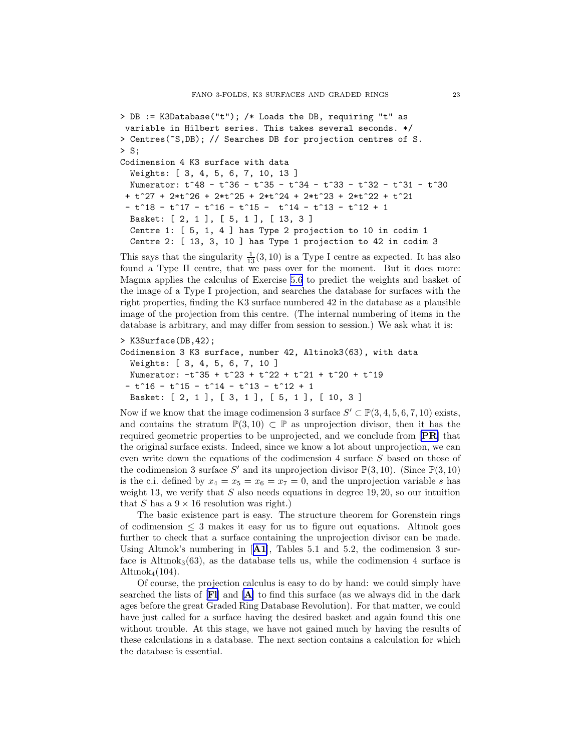```
> DB := K3Database("t"); /* Loads the DB, requiring "t" as
 variable in Hilbert series. This takes several seconds. */
> Centres(~S,DB); // Searches DB for projection centres of S.
> S;
Codimension 4 K3 surface with data
  Weights: [ 3, 4, 5, 6, 7, 10, 13 ]
  Numerator: t^48 - t^36 - t^35 - t^34 - t^33 - t^32 - t^31 - t^30
 + t^27 + 2*t^26 + 2*t^25 + 2*t^24 + 2*t^23 + 2*t^22 + t^21
 - t^18 - t^17 - t^16 - t^15 -  t^14 - t^13 - t^12 + 1
  Basket: [ 2, 1 ], [ 5, 1 ], [ 13, 3 ]
  Centre 1: [ 5, 1, 4 ] has Type 2 projection to 10 in codim 1
  Centre 2: [ 13, 3, 10 ] has Type 1 projection to 42 in codim 3
```

This says that the singularity $\frac{1}{13}(3,10)$ is a Type I centre as expected. It has also found a Type II centre, that we pass over for the moment. But it does more: Magma applies the calculus of Exercise 5.6 to predict the weights and basket of the image of a Type I projection, and searches the database for surfaces with the right properties, finding the K3 surface numbered 42 in the database as a plausible image of the projection from this centre. (The internal numbering of items in the database is arbitrary, and may differ from session to session.) We ask what it is:

```
> K3Surface(DB,42);
Codimension 3 K3 surface, number 42, Altinok3(63), with data
  Weights: [ 3, 4, 5, 6, 7, 10 ]
  Numerator: -t^35 + t^23 + t^22 + t^21 + t^20 + t^19
 - t^16 - t^15 - t^14 - t^13 - t^12 + 1
  Basket: [ 2, 1 ], [ 3, 1 ], [ 5, 1 ], [ 10, 3 ]
```

Now if we know that the image codimension 3 surface $S' \subset \mathbb{P}(3,4,5,6,7,10)$ exists, and contains the stratum $\mathbb{P}(3,10) \subset \mathbb{P}$ as unprojection divisor, then it has the required geometric properties to be unprojected, and we conclude from [**PR**] that the original surface exists. Indeed, since we know a lot about unprojection, we can even write down the equations of the codimension 4 surface $S$ based on those of the codimension 3 surface $S'$ and its unprojection divisor $\mathbb{P}(3,10)$. (Since $\mathbb{P}(3,10)$ is the c.i. defined by $x_4 = x_5 = x_6 = x_7 = 0$, and the unprojection variable $s$ has weight 13, we verify that $S$ also needs equations in degree $19, 20$, so our intuition that $S$ has a $9 \times 16$ resolution was right.)

The basic existence part is easy. The structure theorem for Gorenstein rings of codimension $\leq 3$ makes it easy for us to figure out equations. Altınok goes further to check that a surface containing the unprojection divisor can be made. Using Altınok's numbering in [**A1**], Tables 5.1 and 5.2, the codimension 3 surface is $\text{Altınok}_3(63)$, as the database tells us, while the codimension 4 surface is $\text{Altınok}_4(104)$.

Of course, the projection calculus is easy to do by hand: we could simply have searched the lists of [**Fl**] and [**A**] to find this surface (as we always did in the dark ages before the great Graded Ring Database Revolution). For that matter, we could have just called for a surface having the desired basket and again found this one without trouble. At this stage, we have not gained much by having the results of these calculations in a database. The next section contains a calculation for which the database is essential.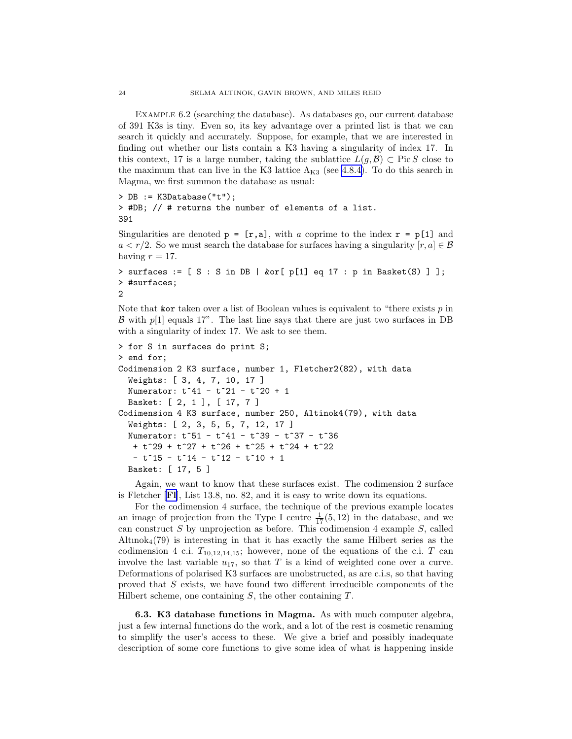Example 6.2 (searching the database). As databases go, our current database of 391 K3s is tiny. Even so, its key advantage over a printed list is that we can search it quickly and accurately. Suppose, for example, that we are interested in finding out whether our lists contain a K3 having a singularity of index 17. In this context, 17 is a large number, taking the sublattice $L(g, \mathcal{B}) \subset \operatorname{Pic} S$ close to the maximum that can live in the K3 lattice $\Lambda_{\mathrm{K3}}$ (see 4.8.4). To do this search in Magma, we first summon the database as usual:

```
> DB := K3Database("t");
> #DB; // # returns the number of elements of a list.
391
```

Singularities are denoted `p = [r,a]`, with $a$ coprime to the index `r = p[1]` and $a < r/2$. So we must search the database for surfaces having a singularity $[r, a] \in \mathcal{B}$ having $r = 17$.

```
> surfaces := [ S : S in DB | &or[ p[1] eq 17 : p in Basket(S) ] ];
> #surfaces;
2
```

Note that `&or` taken over a list of Boolean values is equivalent to "there exists $p$ in $\mathcal{B}$ with $p[1]$ equals 17". The last line says that there are just two surfaces in DB with a singularity of index 17. We ask to see them.

```
> for S in surfaces do print S;
> end for;
Codimension 2 K3 surface, number 1, Fletcher2(82), with data
  Weights: [ 3, 4, 7, 10, 17 ]
  Numerator: t^41 - t^21 - t^20 + 1
  Basket: [ 2, 1 ], [ 17, 7 ]
Codimension 4 K3 surface, number 250, Altinok4(79), with data
  Weights: [ 2, 3, 5, 5, 7, 12, 17 ]
  Numerator: t^51 - t^41 - t^39 - t^37 - t^36
   + t^29 + t^27 + t^26 + t^25 + t^24 + t^22
   - t^15 - t^14 - t^12 - t^10 + 1
  Basket: [ 17, 5 ]
```

Again, we want to know that these surfaces exist. The codimension 2 surface is Fletcher [**Fl**], List 13.8, no. 82, and it is easy to write down its equations.

For the codimension 4 surface, the technique of the previous example locates an image of projection from the Type I centre $\frac{1}{17}(5, 12)$ in the database, and we can construct $S$ by unprojection as before. This codimension 4 example $S$, called Altınok$_4$(79) is interesting in that it has exactly the same Hilbert series as the codimension 4 c.i. $T_{10,12,14,15}$; however, none of the equations of the c.i. $T$ can involve the last variable $u_{17}$, so that $T$ is a kind of weighted cone over a curve. Deformations of polarised K3 surfaces are unobstructed, as are c.i.s, so that having proved that $S$ exists, we have found two different irreducible components of the Hilbert scheme, one containing $S$, the other containing $T$.

**6.3. K3 database functions in Magma.** As with much computer algebra, just a few internal functions do the work, and a lot of the rest is cosmetic renaming to simplify the user's access to these. We give a brief and possibly inadequate description of some core functions to give some idea of what is happening inside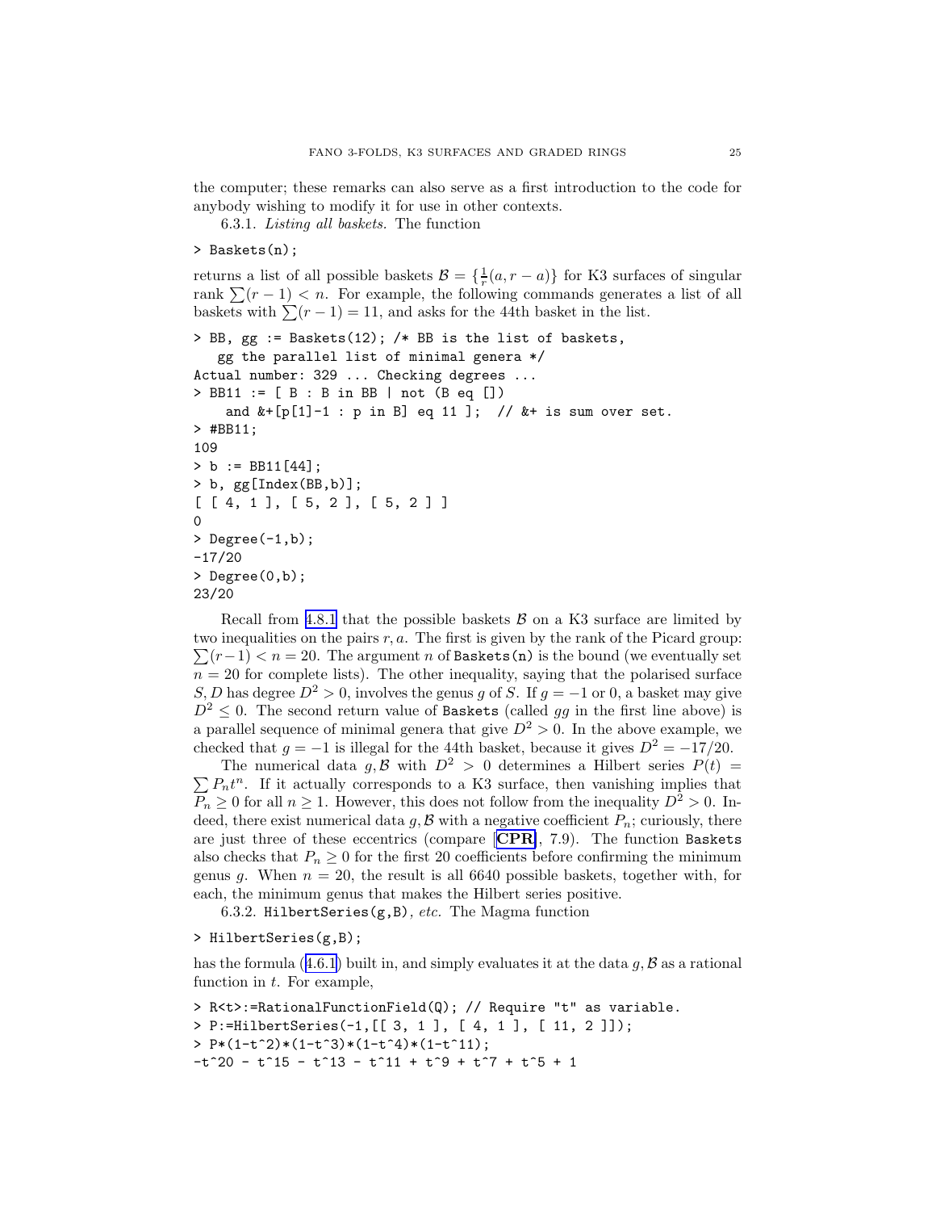the computer; these remarks can also serve as a first introduction to the code for anybody wishing to modify it for use in other contexts.

6.3.1. *Listing all baskets.* The function

```
> Baskets(n);
```

returns a list of all possible baskets $\mathcal{B} = \{\frac{1}{r}(a, r-a)\}$ for K3 surfaces of singular rank $\sum(r-1) < n$. For example, the following commands generates a list of all baskets with $\sum(r-1) = 11$, and asks for the 44th basket in the list.

```
> BB, gg := Baskets(12); /* BB is the list of baskets,
   gg the parallel list of minimal genera */
Actual number: 329 ... Checking degrees ...
> BB11 := [ B : B in BB | not (B eq [])
    and &+[p[1]-1 : p in B] eq 11 ];  // &+ is sum over set.
> #BB11;
109
> b := BB11[44];
> b, gg[Index(BB,b)];
[ [ 4, 1 ], [ 5, 2 ], [ 5, 2 ] ]
0
> Degree(-1,b);
-17/20
> Degree(0,b);
23/20
```

Recall from 4.8.1 that the possible baskets $\mathcal{B}$ on a K3 surface are limited by two inequalities on the pairs $r, a$. The first is given by the rank of the Picard group: $\sum(r-1) < n = 20$. The argument $n$ of `Baskets(n)` is the bound (we eventually set $n = 20$ for complete lists). The other inequality, saying that the polarised surface $S, D$ has degree $D^2 > 0$, involves the genus $g$ of $S$. If $g = -1$ or 0, a basket may give $D^2 \leq 0$. The second return value of `Baskets` (called $gg$ in the first line above) is a parallel sequence of minimal genera that give $D^2 > 0$. In the above example, we checked that $g = -1$ is illegal for the 44th basket, because it gives $D^2 = -17/20$.

The numerical data $g, \mathcal{B}$ with $D^2 > 0$ determines a Hilbert series $P(t) = \sum P_n t^n$. If it actually corresponds to a K3 surface, then vanishing implies that $P_n \geq 0$ for all $n \geq 1$. However, this does not follow from the inequality $D^2 > 0$. Indeed, there exist numerical data $g, \mathcal{B}$ with a negative coefficient $P_n$; curiously, there are just three of these eccentrics (compare [**CPR**], 7.9). The function `Baskets` also checks that $P_n \geq 0$ for the first 20 coefficients before confirming the minimum genus $g$. When $n = 20$, the result is all 6640 possible baskets, together with, for each, the minimum genus that makes the Hilbert series positive.

6.3.2. `HilbertSeries(g,B)`*, etc.* The Magma function

```
> HilbertSeries(g,B);
```

has the formula (4.6.1) built in, and simply evaluates it at the data $g, \mathcal{B}$ as a rational function in $t$. For example,

```
> R<t>:=RationalFunctionField(Q); // Require "t" as variable.
> P:=HilbertSeries(-1,[[ 3, 1 ], [ 4, 1 ], [ 11, 2 ]]);
> P*(1-t^2)*(1-t^3)*(1-t^4)*(1-t^11);
-t^20 - t^15 - t^13 - t^11 + t^9 + t^7 + t^5 + 1
```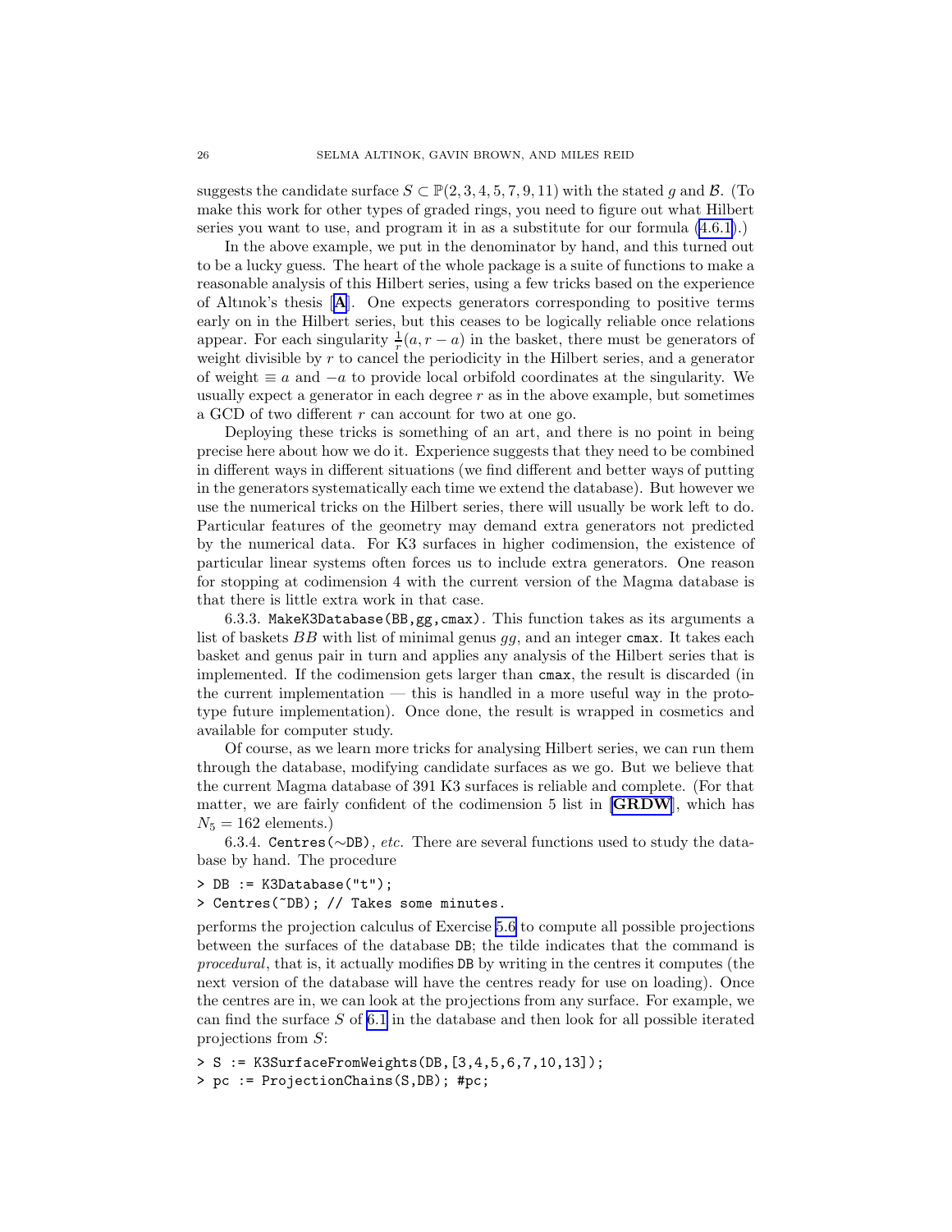suggests the candidate surface $S \subset \mathbb{P}(2,3,4,5,7,9,11)$ with the stated $g$ and $\mathcal{B}$. (To make this work for other types of graded rings, you need to figure out what Hilbert series you want to use, and program it in as a substitute for our formula (4.6.1).)

In the above example, we put in the denominator by hand, and this turned out to be a lucky guess. The heart of the whole package is a suite of functions to make a reasonable analysis of this Hilbert series, using a few tricks based on the experience of Altınok's thesis [**A**]. One expects generators corresponding to positive terms early on in the Hilbert series, but this ceases to be logically reliable once relations appear. For each singularity $\frac{1}{r}(a, r-a)$ in the basket, there must be generators of weight divisible by $r$ to cancel the periodicity in the Hilbert series, and a generator of weight $\equiv a$ and $-a$ to provide local orbifold coordinates at the singularity. We usually expect a generator in each degree $r$ as in the above example, but sometimes a GCD of two different $r$ can account for two at one go.

Deploying these tricks is something of an art, and there is no point in being precise here about how we do it. Experience suggests that they need to be combined in different ways in different situations (we find different and better ways of putting in the generators systematically each time we extend the database). But however we use the numerical tricks on the Hilbert series, there will usually be work left to do. Particular features of the geometry may demand extra generators not predicted by the numerical data. For K3 surfaces in higher codimension, the existence of particular linear systems often forces us to include extra generators. One reason for stopping at codimension 4 with the current version of the Magma database is that there is little extra work in that case.

6.3.3. `MakeK3Database(BB,gg,cmax)`. This function takes as its arguments a list of baskets $BB$ with list of minimal genus $gg$, and an integer `cmax`. It takes each basket and genus pair in turn and applies any analysis of the Hilbert series that is implemented. If the codimension gets larger than `cmax`, the result is discarded (in the current implementation — this is handled in a more useful way in the prototype future implementation). Once done, the result is wrapped in cosmetics and available for computer study.

Of course, as we learn more tricks for analysing Hilbert series, we can run them through the database, modifying candidate surfaces as we go. But we believe that the current Magma database of 391 K3 surfaces is reliable and complete. (For that matter, we are fairly confident of the codimension 5 list in [**GRDW**], which has $N_5 = 162$ elements.)

6.3.4. `Centres(~DB)`*, etc.* There are several functions used to study the database by hand. The procedure

```
> DB := K3Database("t");
> Centres(~DB); // Takes some minutes.
```

performs the projection calculus of Exercise 5.6 to compute all possible projections between the surfaces of the database `DB`; the tilde indicates that the command is *procedural*, that is, it actually modifies `DB` by writing in the centres it computes (the next version of the database will have the centres ready for use on loading). Once the centres are in, we can look at the projections from any surface. For example, we can find the surface $S$ of 6.1 in the database and then look for all possible iterated projections from $S$:

```
> S := K3SurfaceFromWeights(DB,[3,4,5,6,7,10,13]);
> pc := ProjectionChains(S,DB); #pc;
```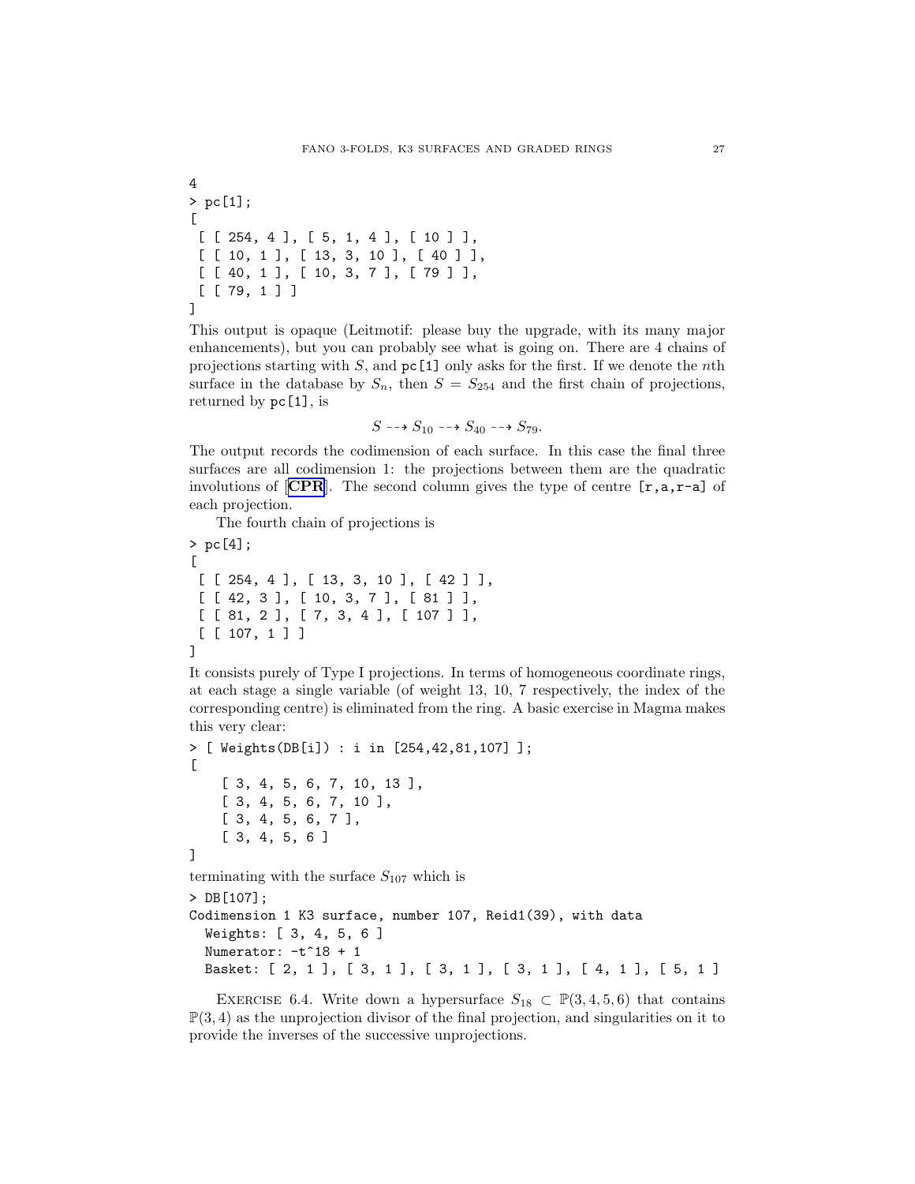```
4
> pc[1];
[
 [ [ 254, 4 ], [ 5, 1, 4 ], [ 10 ] ],
 [ [ 10, 1 ], [ 13, 3, 10 ], [ 40 ] ],
 [ [ 40, 1 ], [ 10, 3, 7 ], [ 79 ] ],
 [ [ 79, 1 ] ]
]
```

This output is opaque (Leitmotif: please buy the upgrade, with its many major enhancements), but you can probably see what is going on. There are 4 chains of projections starting with $S$, and `pc[1]` only asks for the first. If we denote the $n$th surface in the database by $S_n$, then $S = S_{254}$ and the first chain of projections, returned by `pc[1]`, is

$$S \dashrightarrow S_{10} \dashrightarrow S_{40} \dashrightarrow S_{79}.$$

The output records the codimension of each surface. In this case the final three surfaces are all codimension 1: the projections between them are the quadratic involutions of [**CPR**]. The second column gives the type of centre `[r,a,r-a]` of each projection.

The fourth chain of projections is

```
> pc[4];
[
 [ [ 254, 4 ], [ 13, 3, 10 ], [ 42 ] ],
 [ [ 42, 3 ], [ 10, 3, 7 ], [ 81 ] ],
 [ [ 81, 2 ], [ 7, 3, 4 ], [ 107 ] ],
 [ [ 107, 1 ] ]
]
```

It consists purely of Type I projections. In terms of homogeneous coordinate rings, at each stage a single variable (of weight 13, 10, 7 respectively, the index of the corresponding centre) is eliminated from the ring. A basic exercise in Magma makes this very clear:

```
> [ Weights(DB[i]) : i in [254,42,81,107] ];
[
    [ 3, 4, 5, 6, 7, 10, 13 ],
    [ 3, 4, 5, 6, 7, 10 ],
    [ 3, 4, 5, 6, 7 ],
    [ 3, 4, 5, 6 ]
]
```

terminating with the surface $S_{107}$ which is

```
> DB[107];
Codimension 1 K3 surface, number 107, Reid1(39), with data
  Weights: [ 3, 4, 5, 6 ]
  Numerator: -t^18 + 1
  Basket: [ 2, 1 ], [ 3, 1 ], [ 3, 1 ], [ 3, 1 ], [ 4, 1 ], [ 5, 1 ]
```

Exercise 6.4. Write down a hypersurface $S_{18} \subset \mathbb{P}(3,4,5,6)$ that contains $\mathbb{P}(3,4)$ as the unprojection divisor of the final projection, and singularities on it to provide the inverses of the successive unprojections.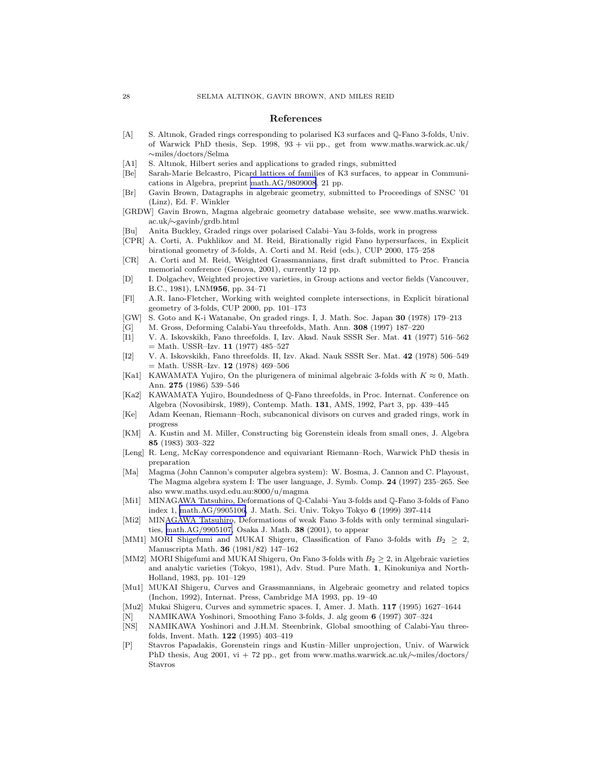## References

[A] S. Altınok, Graded rings corresponding to polarised K3 surfaces and $\mathbb{Q}$-Fano 3-folds, Univ. of Warwick PhD thesis, Sep. 1998, 93 + vii pp., get from www.maths.warwick.ac.uk/~miles/doctors/Selma

[A1] S. Altınok, Hilbert series and applications to graded rings, submitted

[Be] Sarah-Marie Belcastro, Picard lattices of families of K3 surfaces, to appear in Communications in Algebra, preprint math.AG/9809008, 21 pp.

[Br] Gavin Brown, Datagraphs in algebraic geometry, submitted to Proceedings of SNSC '01 (Linz), Ed. F. Winkler

[GRDW] Gavin Brown, Magma algebraic geometry database website, see www.maths.warwick.ac.uk/~gavinb/grdb.html

[Bu] Anita Buckley, Graded rings over polarised Calabi–Yau 3-folds, work in progress

[CPR] A. Corti, A. Pukhlikov and M. Reid, Birationally rigid Fano hypersurfaces, in Explicit birational geometry of 3-folds, A. Corti and M. Reid (eds.), CUP 2000, 175–258

[CR] A. Corti and M. Reid, Weighted Grassmannians, first draft submitted to Proc. Francia memorial conference (Genova, 2001), currently 12 pp.

[D] I. Dolgachev, Weighted projective varieties, in Group actions and vector fields (Vancouver, B.C., 1981), LNM **956**, pp. 34–71

[Fl] A.R. Iano-Fletcher, Working with weighted complete intersections, in Explicit birational geometry of 3-folds, CUP 2000, pp. 101–173

[GW] S. Goto and K-i Watanabe, On graded rings. I, J. Math. Soc. Japan **30** (1978) 179–213

[G] M. Gross, Deforming Calabi-Yau threefolds, Math. Ann. **308** (1997) 187–220

[I1] V. A. Iskovskikh, Fano threefolds. I, Izv. Akad. Nauk SSSR Ser. Mat. **41** (1977) 516–562 = Math. USSR–Izv. **11** (1977) 485–527

[I2] V. A. Iskovskikh, Fano threefolds. II, Izv. Akad. Nauk SSSR Ser. Mat. **42** (1978) 506–549 = Math. USSR–Izv. **12** (1978) 469–506

[Ka1] KAWAMATA Yujiro, On the plurigenera of minimal algebraic 3-folds with $K \approx 0$, Math. Ann. **275** (1986) 539–546

[Ka2] KAWAMATA Yujiro, Boundedness of $\mathbb{Q}$-Fano threefolds, in Proc. Internat. Conference on Algebra (Novosibirsk, 1989), Contemp. Math. **131**, AMS, 1992, Part 3, pp. 439–445

[Ke] Adam Keenan, Riemann–Roch, subcanonical divisors on curves and graded rings, work in progress

[KM] A. Kustin and M. Miller, Constructing big Gorenstein ideals from small ones, J. Algebra **85** (1983) 303–322

[Leng] R. Leng, McKay correspondence and equivariant Riemann–Roch, Warwick PhD thesis in preparation

[Ma] Magma (John Cannon's computer algebra system): W. Bosma, J. Cannon and C. Playoust, The Magma algebra system I: The user language, J. Symb. Comp. **24** (1997) 235–265. See also www.maths.usyd.edu.au:8000/u/magma

[Mi1] MINAGAWA Tatsuhiro, Deformations of $\mathbb{Q}$-Calabi–Yau 3-folds and $\mathbb{Q}$-Fano 3-folds of Fano index 1, math.AG/9905106, J. Math. Sci. Univ. Tokyo Tokyo **6** (1999) 397-414

[Mi2] MINAGAWA Tatsuhiro, Deformations of weak Fano 3-folds with only terminal singularities, math.AG/9905107, Osaka J. Math. **38** (2001), to appear

[MM1] MORI Shigefumi and MUKAI Shigeru, Classification of Fano 3-folds with $B_2 \geq 2$, Manuscripta Math. **36** (1981/82) 147–162

[MM2] MORI Shigefumi and MUKAI Shigeru, On Fano 3-folds with $B_2 \geq 2$, in Algebraic varieties and analytic varieties (Tokyo, 1981), Adv. Stud. Pure Math. **1**, Kinokuniya and North-Holland, 1983, pp. 101–129

[Mu1] MUKAI Shigeru, Curves and Grassmannians, in Algebraic geometry and related topics (Inchon, 1992), Internat. Press, Cambridge MA 1993, pp. 19–40

[Mu2] Mukai Shigeru, Curves and symmetric spaces. I, Amer. J. Math. **117** (1995) 1627–1644

[N] NAMIKAWA Yoshinori, Smoothing Fano 3-folds, J. alg geom **6** (1997) 307–324

[NS] NAMIKAWA Yoshinori and J.H.M. Steenbrink, Global smoothing of Calabi-Yau threefolds, Invent. Math. **122** (1995) 403–419

[P] Stavros Papadakis, Gorenstein rings and Kustin–Miller unprojection, Univ. of Warwick PhD thesis, Aug 2001, vi + 72 pp., get from www.maths.warwick.ac.uk/~miles/doctors/Stavros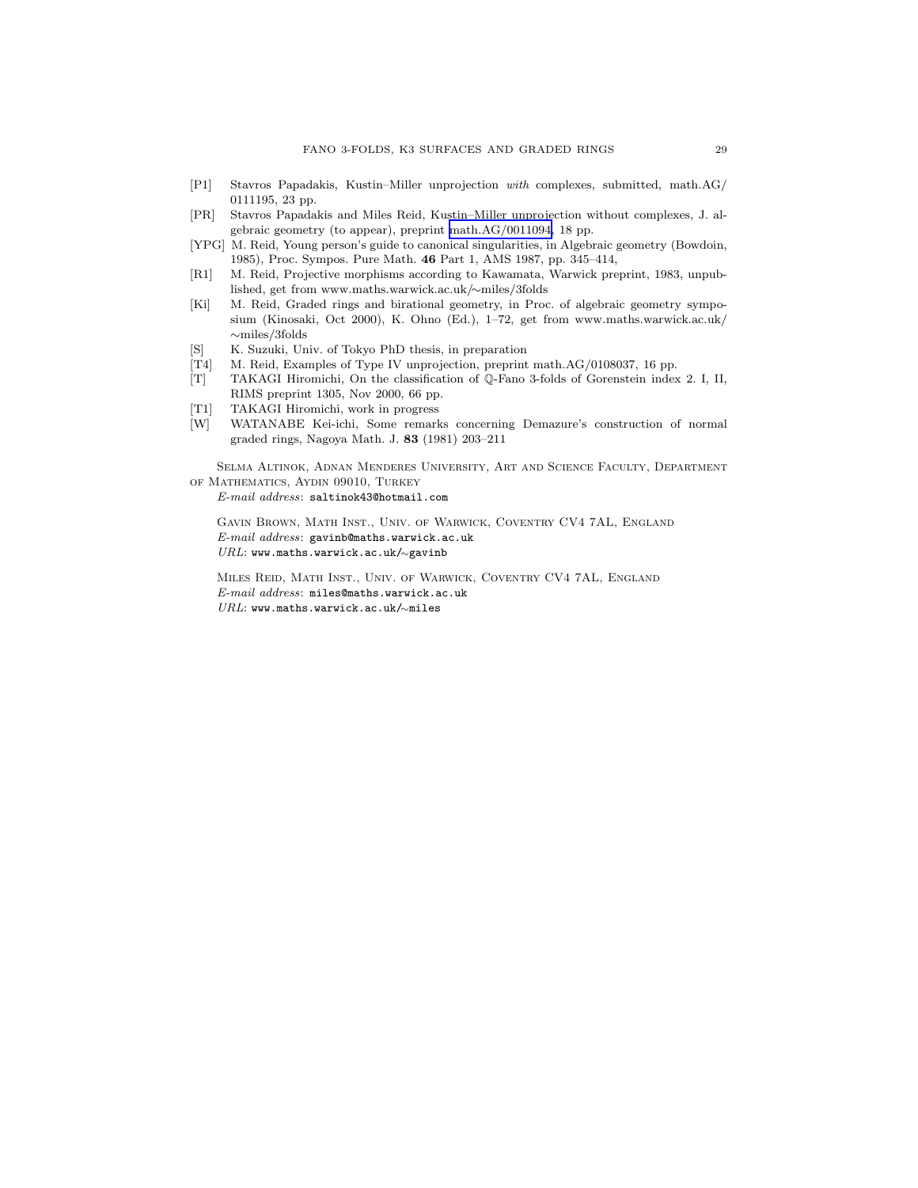[P1] Stavros Papadakis, Kustin–Miller unprojection *with* complexes, submitted, math.AG/0111195, 23 pp.

[PR] Stavros Papadakis and Miles Reid, Kustin–Miller unprojection without complexes, J. algebraic geometry (to appear), preprint math.AG/0011094, 18 pp.

[YPG] M. Reid, Young person's guide to canonical singularities, in Algebraic geometry (Bowdoin, 1985), Proc. Sympos. Pure Math. **46** Part 1, AMS 1987, pp. 345–414,

[R1] M. Reid, Projective morphisms according to Kawamata, Warwick preprint, 1983, unpublished, get from www.maths.warwick.ac.uk/∼miles/3folds

[Ki] M. Reid, Graded rings and birational geometry, in Proc. of algebraic geometry symposium (Kinosaki, Oct 2000), K. Ohno (Ed.), 1–72, get from www.maths.warwick.ac.uk/∼miles/3folds

[S] K. Suzuki, Univ. of Tokyo PhD thesis, in preparation

[T4] M. Reid, Examples of Type IV unprojection, preprint math.AG/0108037, 16 pp.

[T] TAKAGI Hiromichi, On the classification of $\mathbb{Q}$-Fano 3-folds of Gorenstein index 2. I, II, RIMS preprint 1305, Nov 2000, 66 pp.

[T1] TAKAGI Hiromichi, work in progress

[W] WATANABE Kei-ichi, Some remarks concerning Demazure's construction of normal graded rings, Nagoya Math. J. **83** (1981) 203–211

Selma Altinok, Adnan Menderes University, Art and Science Faculty, Department of Mathematics, Aydin 09010, Turkey
*E-mail address*: `saltinok43@hotmail.com`

Gavin Brown, Math Inst., Univ. of Warwick, Coventry CV4 7AL, England
*E-mail address*: `gavinb@maths.warwick.ac.uk`
*URL*: `www.maths.warwick.ac.uk/∼gavinb`

Miles Reid, Math Inst., Univ. of Warwick, Coventry CV4 7AL, England
*E-mail address*: `miles@maths.warwick.ac.uk`
*URL*: `www.maths.warwick.ac.uk/∼miles`